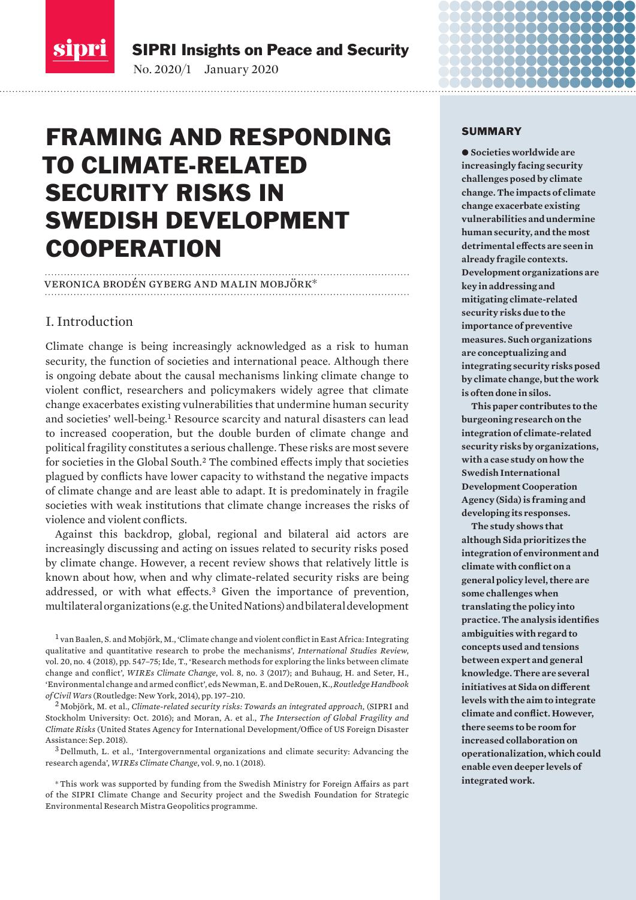SIPRI Insights on Peace and Security

No. 2020/1 January 2020

# FRAMING AND RESPONDING TO CLIMATE-RELATED SECURITY RISKS IN SWEDISH DEVELOPMENT COOPERATION

VERONICA BRODÉN GYBERG AND MALIN MOBJÖRK*

## SUMMARY

**● Societies worldwide are increasingly facing security challenges posed by climate change. The impacts of climate change exacerbate existing vulnerabilities and undermine human security, and the most detrimental effects are seen in already fragile contexts. Development organizations are key in addressing and mitigating climate-related security risks due to the importance of preventive measures. Such organizations are conceptualizing and integrating security risks posed by climate change, but the work is often done in silos.**

**This paper contributes to the burgeoning research on the integration of climate-related security risks by organizations, with a case study on how the Swedish International Development Cooperation Agency (Sida) is framing and developing its responses.**

**The study shows that although Sida prioritizes the integration of environment and climate with conflict on a general policy level, there are some challenges when translating the policy into practice. The analysis identifies ambiguities with regard to concepts used and tensions between expert and general knowledge. There are several initiatives at Sida on different levels with the aim to integrate climate and conflict. However, there seems to be room for increased collaboration on operationalization, which could enable even deeper levels of integrated work.**

## I. Introduction

Climate change is being increasingly acknowledged as a risk to human security, the function of societies and international peace. Although there is ongoing debate about the causal mechanisms linking climate change to violent conflict, researchers and policymakers widely agree that climate change exacerbates existing vulnerabilities that undermine human security and societies' well-being.[1] Resource scarcity and natural disasters can lead to increased cooperation, but the double burden of climate change and political fragility constitutes a serious challenge. These risks are most severe for societies in the Global South.[2] The combined effects imply that societies plagued by conflicts have lower capacity to withstand the negative impacts of climate change and are least able to adapt. It is predominately in fragile societies with weak institutions that climate change increases the risks of violence and violent conflicts.

Against this backdrop, global, regional and bilateral aid actors are increasingly discussing and acting on issues related to security risks posed by climate change. However, a recent review shows that relatively little is known about how, when and why climate-related security risks are being addressed, or with what effects.[3] Given the importance of prevention, multilateral organizations (e.g. the United Nations) and bilateral development

[1] van Baalen, S. and Mobjörk, M., 'Climate change and violent conflict in East Africa: Integrating qualitative and quantitative research to probe the mechanisms', *International Studies Review*, vol. 20, no. 4 (2018), pp. 547–75; Ide, T., 'Research methods for exploring the links between climate change and conflict', *WIREs Climate Change*, vol. 8, no. 3 (2017); and Buhaug, H. and Seter, H., 'Environmental change and armed conflict', eds Newman, E. and DeRouen, K., *Routledge Handbook of Civil Wars* (Routledge: New York, 2014), pp. 197–210.

[2] Mobjörk, M. et al., *Climate-related security risks: Towards an integrated approach,* (SIPRI and Stockholm University: Oct. 2016); and Moran, A. et al., *The Intersection of Global Fragility and Climate Risks* (United States Agency for International Development/Office of US Foreign Disaster Assistance: Sep. 2018).

[3] Dellmuth, L. et al., 'Intergovernmental organizations and climate security: Advancing the research agenda', *WIREs Climate Change*, vol. 9, no. 1 (2018).

* This work was supported by funding from the Swedish Ministry for Foreign Affairs as part of the SIPRI Climate Change and Security project and the Swedish Foundation for Strategic Environmental Research Mistra Geopolitics programme.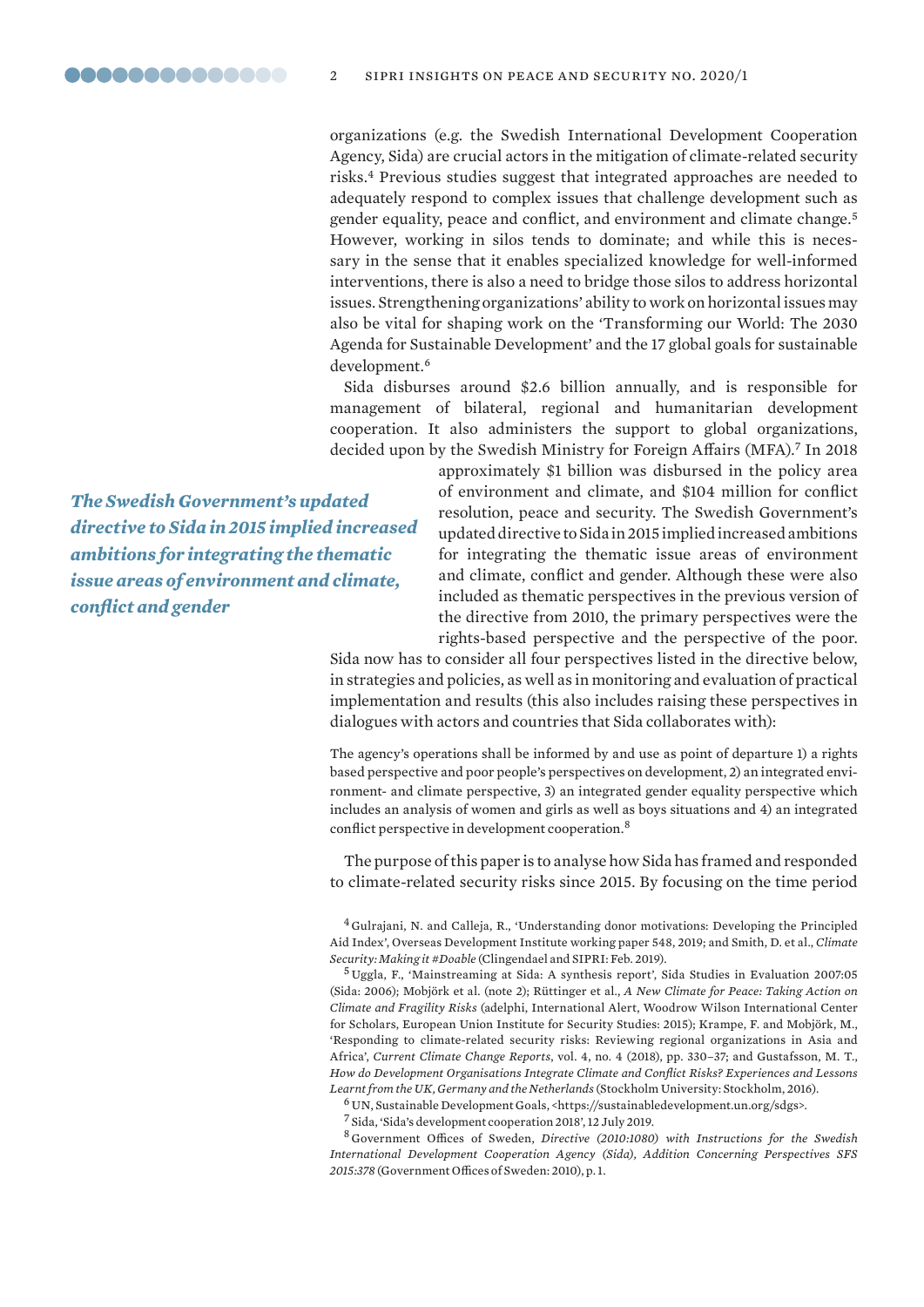organizations (e.g. the Swedish International Development Cooperation Agency, Sida) are crucial actors in the mitigation of climate-related security risks.[4] Previous studies suggest that integrated approaches are needed to adequately respond to complex issues that challenge development such as gender equality, peace and conflict, and environment and climate change.[5] However, working in silos tends to dominate; and while this is necessary in the sense that it enables specialized knowledge for well-informed interventions, there is also a need to bridge those silos to address horizontal issues. Strengthening organizations' ability to work on horizontal issues may also be vital for shaping work on the 'Transforming our World: The 2030 Agenda for Sustainable Development' and the 17 global goals for sustainable development.[6]

Sida disburses around $2.6 billion annually, and is responsible for management of bilateral, regional and humanitarian development cooperation. It also administers the support to global organizations, decided upon by the Swedish Ministry for Foreign Affairs (MFA).[7] In 2018 approximately $1 billion was disbursed in the policy area of environment and climate, and $104 million for conflict resolution, peace and security. The Swedish Government's updated directive to Sida in 2015 implied increased ambitions for integrating the thematic issue areas of environment and climate, conflict and gender. Although these were also included as thematic perspectives in the previous version of the directive from 2010, the primary perspectives were the rights-based perspective and the perspective of the poor. Sida now has to consider all four perspectives listed in the directive below, in strategies and policies, as well as in monitoring and evaluation of practical implementation and results (this also includes raising these perspectives in dialogues with actors and countries that Sida collaborates with):

***The Swedish Government's updated directive to Sida in 2015 implied increased ambitions for integrating the thematic issue areas of environment and climate, conflict and gender***

> The agency's operations shall be informed by and use as point of departure 1) a rights based perspective and poor people's perspectives on development, 2) an integrated environment- and climate perspective, 3) an integrated gender equality perspective which includes an analysis of women and girls as well as boys situations and 4) an integrated conflict perspective in development cooperation.[8]

The purpose of this paper is to analyse how Sida has framed and responded to climate-related security risks since 2015. By focusing on the time period

---

[4] Gulrajani, N. and Calleja, R., 'Understanding donor motivations: Developing the Principled Aid Index', Overseas Development Institute working paper 548, 2019; and Smith, D. et al., *Climate Security: Making it #Doable* (Clingendael and SIPRI: Feb. 2019).

[5] Uggla, F., 'Mainstreaming at Sida: A synthesis report', Sida Studies in Evaluation 2007:05 (Sida: 2006); Mobjörk et al. (note 2); Rüttinger et al., *A New Climate for Peace: Taking Action on Climate and Fragility Risks* (adelphi, International Alert, Woodrow Wilson International Center for Scholars, European Union Institute for Security Studies: 2015); Krampe, F. and Mobjörk, M., 'Responding to climate-related security risks: Reviewing regional organizations in Asia and Africa', *Current Climate Change Reports*, vol. 4, no. 4 (2018), pp. 330–37; and Gustafsson, M. T., *How do Development Organisations Integrate Climate and Conflict Risks? Experiences and Lessons Learnt from the UK, Germany and the Netherlands* (Stockholm University: Stockholm, 2016).

[6] UN, Sustainable Development Goals, <https://sustainabledevelopment.un.org/sdgs>.

[7] Sida, 'Sida's development cooperation 2018', 12 July 2019.

[8] Government Offices of Sweden, *Directive (2010:1080) with Instructions for the Swedish International Development Cooperation Agency (Sida), Addition Concerning Perspectives SFS 2015:378* (Government Offices of Sweden: 2010), p. 1.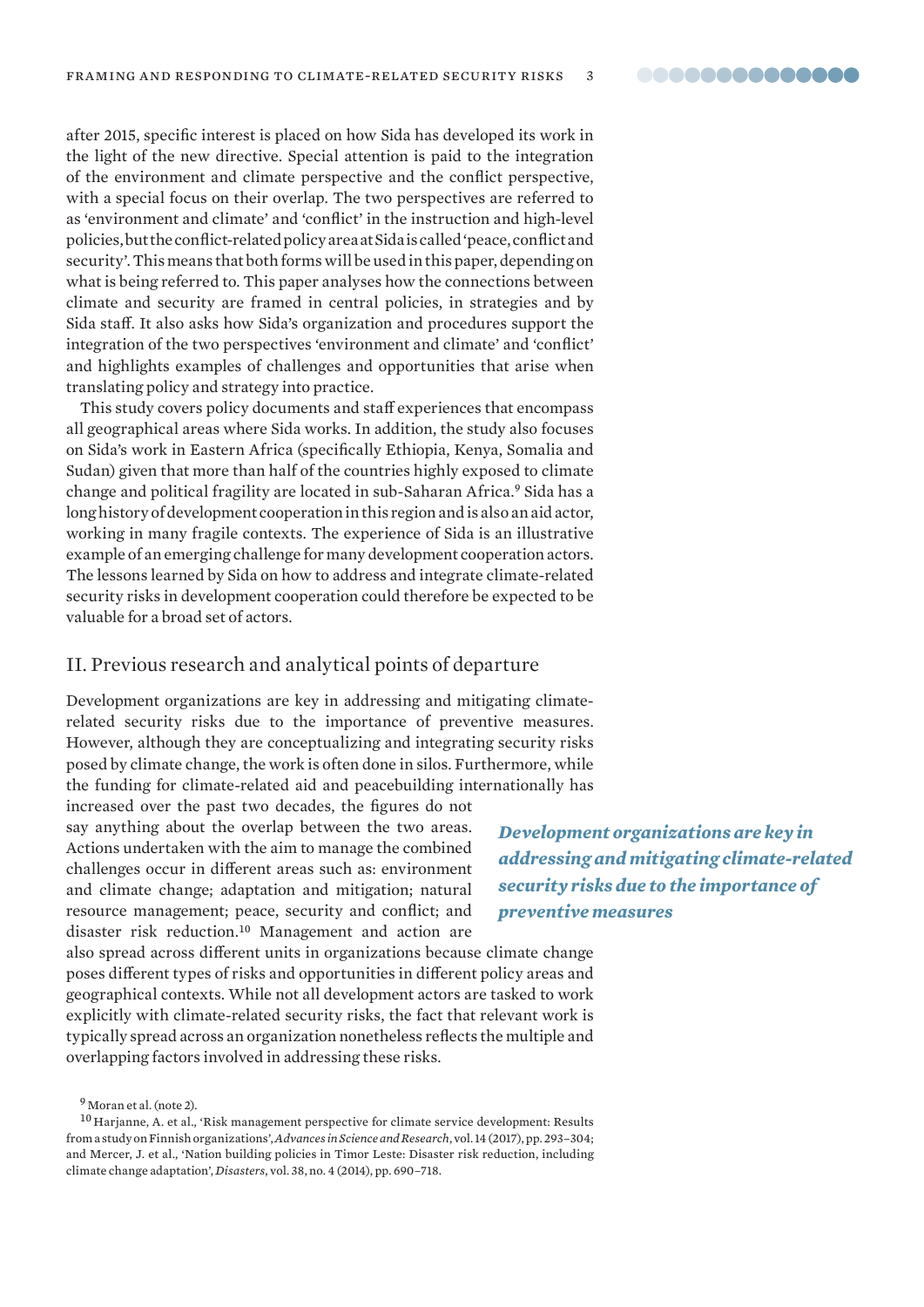after 2015, specific interest is placed on how Sida has developed its work in the light of the new directive. Special attention is paid to the integration of the environment and climate perspective and the conflict perspective, with a special focus on their overlap. The two perspectives are referred to as 'environment and climate' and 'conflict' in the instruction and high-level policies, but the conflict-related policy area at Sida is called 'peace, conflict and security'. This means that both forms will be used in this paper, depending on what is being referred to. This paper analyses how the connections between climate and security are framed in central policies, in strategies and by Sida staff. It also asks how Sida's organization and procedures support the integration of the two perspectives 'environment and climate' and 'conflict' and highlights examples of challenges and opportunities that arise when translating policy and strategy into practice.

This study covers policy documents and staff experiences that encompass all geographical areas where Sida works. In addition, the study also focuses on Sida's work in Eastern Africa (specifically Ethiopia, Kenya, Somalia and Sudan) given that more than half of the countries highly exposed to climate change and political fragility are located in sub-Saharan Africa.[9] Sida has a long history of development cooperation in this region and is also an aid actor, working in many fragile contexts. The experience of Sida is an illustrative example of an emerging challenge for many development cooperation actors. The lessons learned by Sida on how to address and integrate climate-related security risks in development cooperation could therefore be expected to be valuable for a broad set of actors.

## II. Previous research and analytical points of departure

Development organizations are key in addressing and mitigating climate-related security risks due to the importance of preventive measures. However, although they are conceptualizing and integrating security risks posed by climate change, the work is often done in silos. Furthermore, while the funding for climate-related aid and peacebuilding internationally has increased over the past two decades, the figures do not say anything about the overlap between the two areas. Actions undertaken with the aim to manage the combined challenges occur in different areas such as: environment and climate change; adaptation and mitigation; natural resource management; peace, security and conflict; and disaster risk reduction.[10] Management and action are also spread across different units in organizations because climate change poses different types of risks and opportunities in different policy areas and geographical contexts. While not all development actors are tasked to work explicitly with climate-related security risks, the fact that relevant work is typically spread across an organization nonetheless reflects the multiple and overlapping factors involved in addressing these risks.

***Development organizations are key in addressing and mitigating climate-related security risks due to the importance of preventive measures***

[9] Moran et al. (note 2).

[10] Harjanne, A. et al., 'Risk management perspective for climate service development: Results from a study on Finnish organizations', *Advances in Science and Research*, vol. 14 (2017), pp. 293–304; and Mercer, J. et al., 'Nation building policies in Timor Leste: Disaster risk reduction, including climate change adaptation', *Disasters*, vol. 38, no. 4 (2014), pp. 690–718.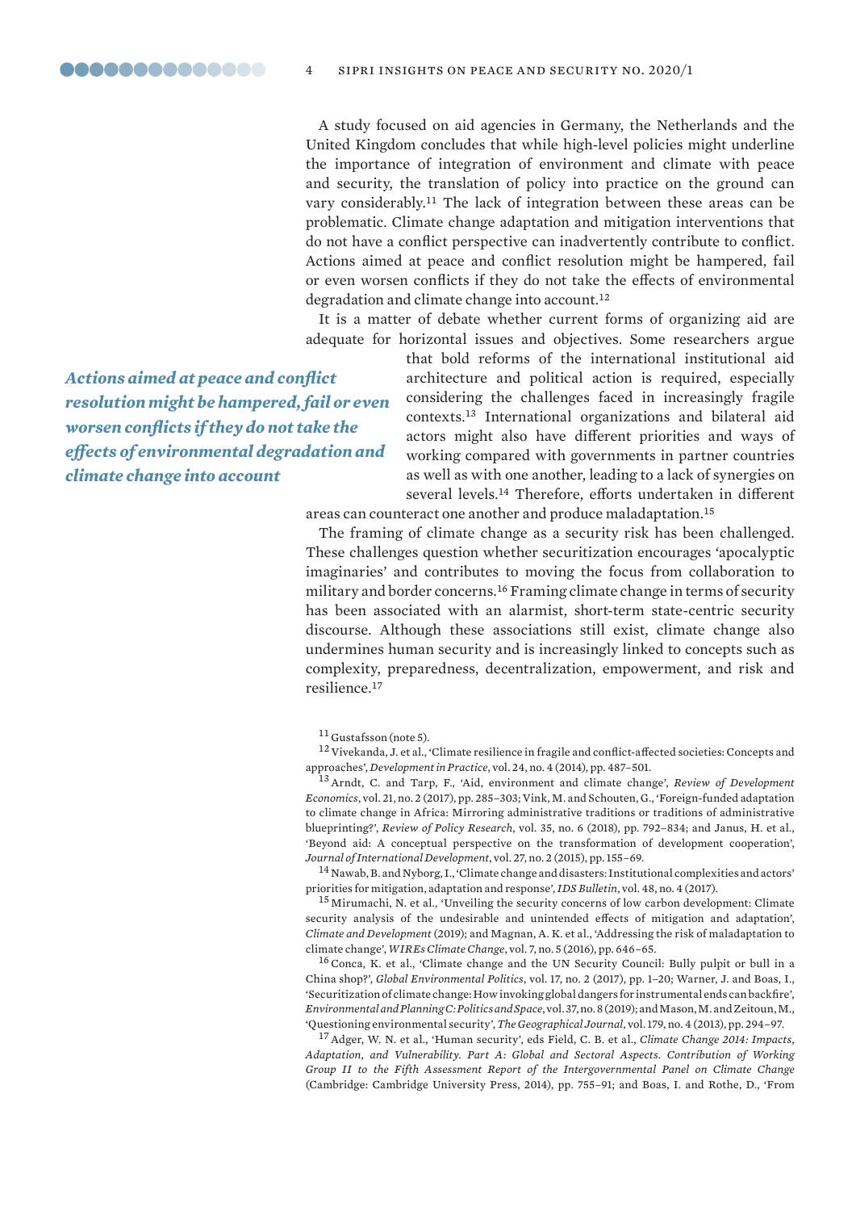A study focused on aid agencies in Germany, the Netherlands and the United Kingdom concludes that while high-level policies might underline the importance of integration of environment and climate with peace and security, the translation of policy into practice on the ground can vary considerably.[11] The lack of integration between these areas can be problematic. Climate change adaptation and mitigation interventions that do not have a conflict perspective can inadvertently contribute to conflict. Actions aimed at peace and conflict resolution might be hampered, fail or even worsen conflicts if they do not take the effects of environmental degradation and climate change into account.[12]

It is a matter of debate whether current forms of organizing aid are adequate for horizontal issues and objectives. Some researchers argue that bold reforms of the international institutional aid architecture and political action is required, especially considering the challenges faced in increasingly fragile contexts.[13] International organizations and bilateral aid actors might also have different priorities and ways of working compared with governments in partner countries as well as with one another, leading to a lack of synergies on several levels.[14] Therefore, efforts undertaken in different areas can counteract one another and produce maladaptation.[15]

***Actions aimed at peace and conflict resolution might be hampered, fail or even worsen conflicts if they do not take the effects of environmental degradation and climate change into account***

The framing of climate change as a security risk has been challenged. These challenges question whether securitization encourages 'apocalyptic imaginaries' and contributes to moving the focus from collaboration to military and border concerns.[16] Framing climate change in terms of security has been associated with an alarmist, short-term state-centric security discourse. Although these associations still exist, climate change also undermines human security and is increasingly linked to concepts such as complexity, preparedness, decentralization, empowerment, and risk and resilience.[17]

[11] Gustafsson (note 5).

[12] Vivekanda, J. et al., 'Climate resilience in fragile and conflict-affected societies: Concepts and approaches', *Development in Practice*, vol. 24, no. 4 (2014), pp. 487–501.

[13] Arndt, C. and Tarp, F., 'Aid, environment and climate change', *Review of Development Economics*, vol. 21, no. 2 (2017), pp. 285–303; Vink, M. and Schouten, G., 'Foreign-funded adaptation to climate change in Africa: Mirroring administrative traditions or traditions of administrative blueprinting?', *Review of Policy Research*, vol. 35, no. 6 (2018), pp. 792–834; and Janus, H. et al., 'Beyond aid: A conceptual perspective on the transformation of development cooperation', *Journal of International Development*, vol. 27, no. 2 (2015), pp. 155–69.

[14] Nawab, B. and Nyborg, I., 'Climate change and disasters: Institutional complexities and actors' priorities for mitigation, adaptation and response', *IDS Bulletin*, vol. 48, no. 4 (2017).

[15] Mirumachi, N. et al., 'Unveiling the security concerns of low carbon development: Climate security analysis of the undesirable and unintended effects of mitigation and adaptation', *Climate and Development* (2019); and Magnan, A. K. et al., 'Addressing the risk of maladaptation to climate change', *WIREs Climate Change*, vol. 7, no. 5 (2016), pp. 646–65.

[16] Conca, K. et al., 'Climate change and the UN Security Council: Bully pulpit or bull in a China shop?', *Global Environmental Politics*, vol. 17, no. 2 (2017), pp. 1–20; Warner, J. and Boas, I., 'Securitization of climate change: How invoking global dangers for instrumental ends can backfire', *Environmental and Planning C: Politics and Space*, vol. 37, no. 8 (2019); and Mason, M. and Zeitoun, M., 'Questioning environmental security', *The Geographical Journal*, vol. 179, no. 4 (2013), pp. 294–97.

[17] Adger, W. N. et al., 'Human security', eds Field, C. B. et al., *Climate Change 2014: Impacts, Adaptation, and Vulnerability. Part A: Global and Sectoral Aspects. Contribution of Working Group II to the Fifth Assessment Report of the Intergovernmental Panel on Climate Change* (Cambridge: Cambridge University Press, 2014), pp. 755–91; and Boas, I. and Rothe, D., 'From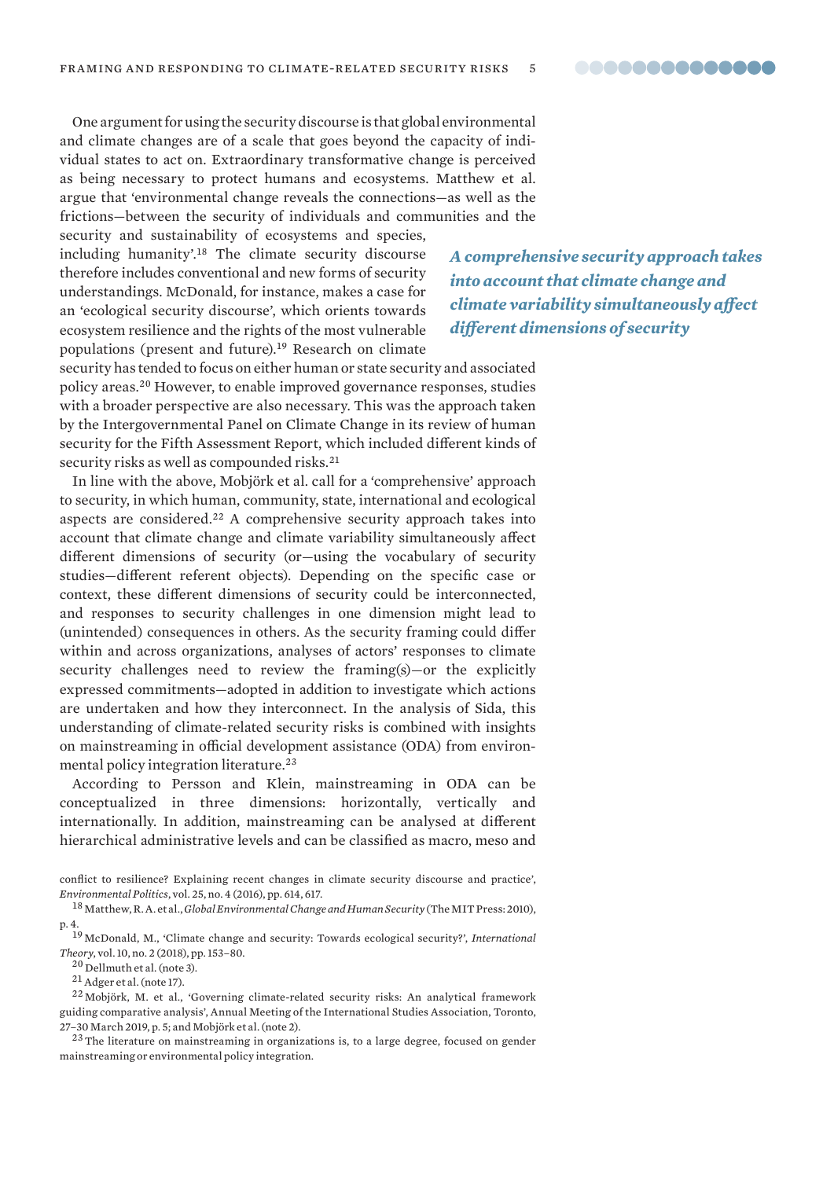One argument for using the security discourse is that global environmental and climate changes are of a scale that goes beyond the capacity of individual states to act on. Extraordinary transformative change is perceived as being necessary to protect humans and ecosystems. Matthew et al. argue that 'environmental change reveals the connections—as well as the frictions—between the security of individuals and communities and the security and sustainability of ecosystems and species, including humanity'.[18] The climate security discourse therefore includes conventional and new forms of security understandings. McDonald, for instance, makes a case for an 'ecological security discourse', which orients towards ecosystem resilience and the rights of the most vulnerable populations (present and future).[19] Research on climate security has tended to focus on either human or state security and associated policy areas.[20] However, to enable improved governance responses, studies with a broader perspective are also necessary. This was the approach taken by the Intergovernmental Panel on Climate Change in its review of human security for the Fifth Assessment Report, which included different kinds of security risks as well as compounded risks.[21]

***A comprehensive security approach takes into account that climate change and climate variability simultaneously affect different dimensions of security***

In line with the above, Mobjörk et al. call for a 'comprehensive' approach to security, in which human, community, state, international and ecological aspects are considered.[22] A comprehensive security approach takes into account that climate change and climate variability simultaneously affect different dimensions of security (or—using the vocabulary of security studies—different referent objects). Depending on the specific case or context, these different dimensions of security could be interconnected, and responses to security challenges in one dimension might lead to (unintended) consequences in others. As the security framing could differ within and across organizations, analyses of actors' responses to climate security challenges need to review the framing(s)—or the explicitly expressed commitments—adopted in addition to investigate which actions are undertaken and how they interconnect. In the analysis of Sida, this understanding of climate-related security risks is combined with insights on mainstreaming in official development assistance (ODA) from environmental policy integration literature.[23]

According to Persson and Klein, mainstreaming in ODA can be conceptualized in three dimensions: horizontally, vertically and internationally. In addition, mainstreaming can be analysed at different hierarchical administrative levels and can be classified as macro, meso and

conflict to resilience? Explaining recent changes in climate security discourse and practice', *Environmental Politics*, vol. 25, no. 4 (2016), pp. 614, 617.

[18] Matthew, R. A. et al., *Global Environmental Change and Human Security* (The MIT Press: 2010), p. 4.

[19] McDonald, M., 'Climate change and security: Towards ecological security?', *International Theory*, vol. 10, no. 2 (2018), pp. 153–80.

[20] Dellmuth et al. (note 3).

[21] Adger et al. (note 17).

[22] Mobjörk, M. et al., 'Governing climate-related security risks: An analytical framework guiding comparative analysis', Annual Meeting of the International Studies Association, Toronto, 27–30 March 2019, p. 5; and Mobjörk et al. (note 2).

[23] The literature on mainstreaming in organizations is, to a large degree, focused on gender mainstreaming or environmental policy integration.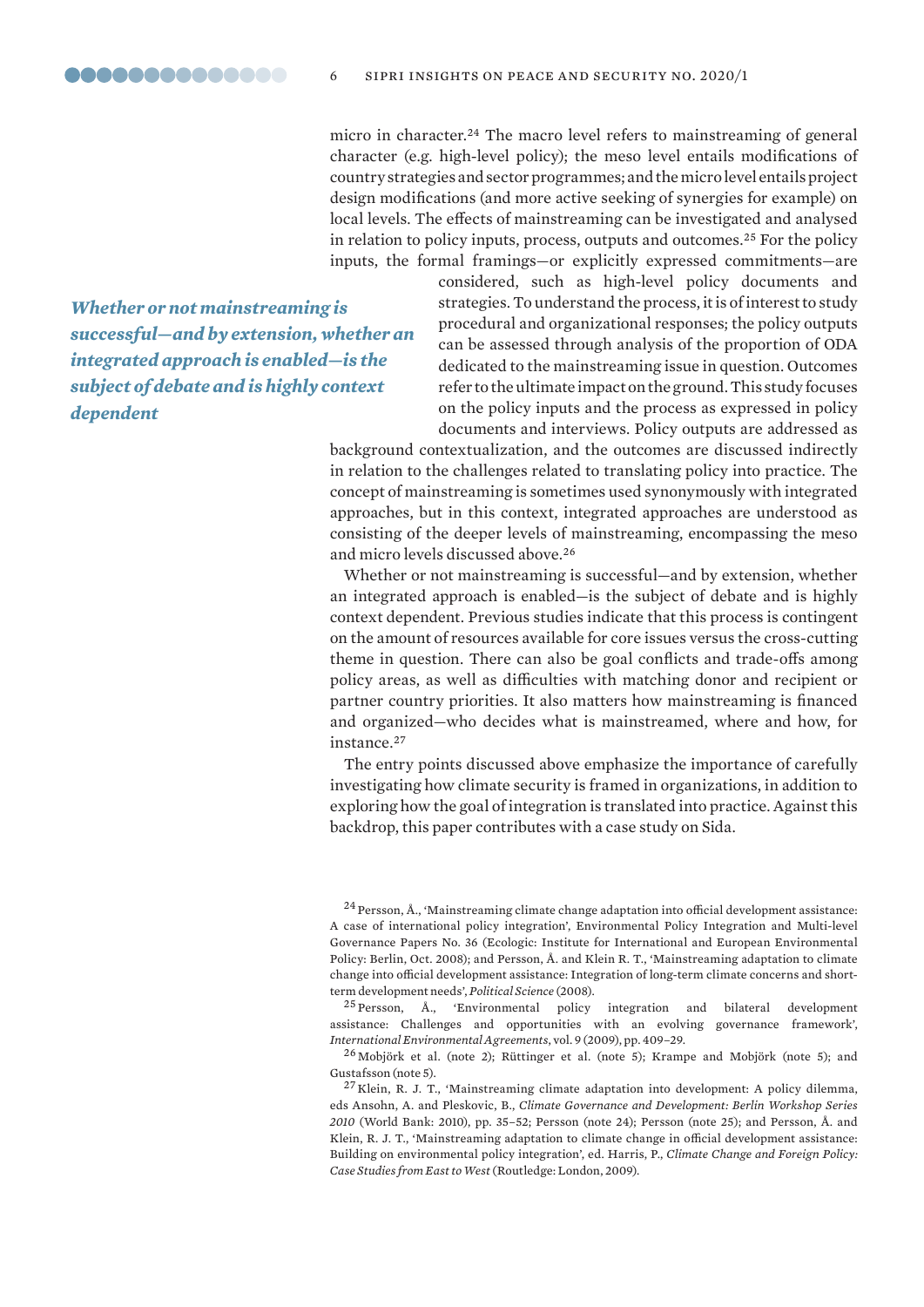micro in character.[24] The macro level refers to mainstreaming of general character (e.g. high-level policy); the meso level entails modifications of country strategies and sector programmes; and the micro level entails project design modifications (and more active seeking of synergies for example) on local levels. The effects of mainstreaming can be investigated and analysed in relation to policy inputs, process, outputs and outcomes.[25] For the policy inputs, the formal framings—or explicitly expressed commitments—are considered, such as high-level policy documents and strategies. To understand the process, it is of interest to study procedural and organizational responses; the policy outputs can be assessed through analysis of the proportion of ODA dedicated to the mainstreaming issue in question. Outcomes refer to the ultimate impact on the ground. This study focuses on the policy inputs and the process as expressed in policy documents and interviews. Policy outputs are addressed as background contextualization, and the outcomes are discussed indirectly in relation to the challenges related to translating policy into practice. The concept of mainstreaming is sometimes used synonymously with integrated approaches, but in this context, integrated approaches are understood as consisting of the deeper levels of mainstreaming, encompassing the meso and micro levels discussed above.[26]

*Whether or not mainstreaming is successful—and by extension, whether an integrated approach is enabled—is the subject of debate and is highly context dependent*

Whether or not mainstreaming is successful—and by extension, whether an integrated approach is enabled—is the subject of debate and is highly context dependent. Previous studies indicate that this process is contingent on the amount of resources available for core issues versus the cross-cutting theme in question. There can also be goal conflicts and trade-offs among policy areas, as well as difficulties with matching donor and recipient or partner country priorities. It also matters how mainstreaming is financed and organized—who decides what is mainstreamed, where and how, for instance.[27]

The entry points discussed above emphasize the importance of carefully investigating how climate security is framed in organizations, in addition to exploring how the goal of integration is translated into practice. Against this backdrop, this paper contributes with a case study on Sida.

[24] Persson, Å., 'Mainstreaming climate change adaptation into official development assistance: A case of international policy integration', Environmental Policy Integration and Multi-level Governance Papers No. 36 (Ecologic: Institute for International and European Environmental Policy: Berlin, Oct. 2008); and Persson, Å. and Klein R. T., 'Mainstreaming adaptation to climate change into official development assistance: Integration of long-term climate concerns and short-term development needs', *Political Science* (2008).

[25] Persson, Å., 'Environmental policy integration and bilateral development assistance: Challenges and opportunities with an evolving governance framework', *International Environmental Agreements*, vol. 9 (2009), pp. 409–29.

[26] Mobjörk et al. (note 2); Rüttinger et al. (note 5); Krampe and Mobjörk (note 5); and Gustafsson (note 5).

[27] Klein, R. J. T., 'Mainstreaming climate adaptation into development: A policy dilemma, eds Ansohn, A. and Pleskovic, B., *Climate Governance and Development: Berlin Workshop Series 2010* (World Bank: 2010), pp. 35–52; Persson (note 24); Persson (note 25); and Persson, Å. and Klein, R. J. T., 'Mainstreaming adaptation to climate change in official development assistance: Building on environmental policy integration', ed. Harris, P., *Climate Change and Foreign Policy: Case Studies from East to West* (Routledge: London, 2009).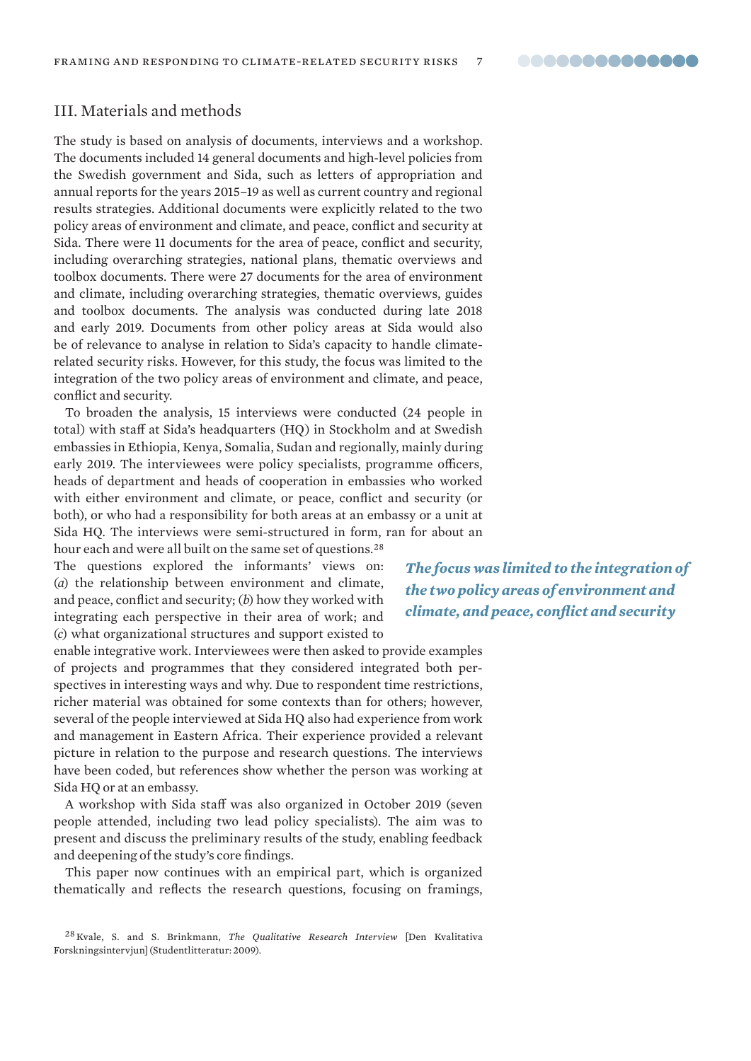## III. Materials and methods

The study is based on analysis of documents, interviews and a workshop. The documents included 14 general documents and high-level policies from the Swedish government and Sida, such as letters of appropriation and annual reports for the years 2015–19 as well as current country and regional results strategies. Additional documents were explicitly related to the two policy areas of environment and climate, and peace, conflict and security at Sida. There were 11 documents for the area of peace, conflict and security, including overarching strategies, national plans, thematic overviews and toolbox documents. There were 27 documents for the area of environment and climate, including overarching strategies, thematic overviews, guides and toolbox documents. The analysis was conducted during late 2018 and early 2019. Documents from other policy areas at Sida would also be of relevance to analyse in relation to Sida's capacity to handle climate-related security risks. However, for this study, the focus was limited to the integration of the two policy areas of environment and climate, and peace, conflict and security.

To broaden the analysis, 15 interviews were conducted (24 people in total) with staff at Sida's headquarters (HQ) in Stockholm and at Swedish embassies in Ethiopia, Kenya, Somalia, Sudan and regionally, mainly during early 2019. The interviewees were policy specialists, programme officers, heads of department and heads of cooperation in embassies who worked with either environment and climate, or peace, conflict and security (or both), or who had a responsibility for both areas at an embassy or a unit at Sida HQ. The interviews were semi-structured in form, ran for about an hour each and were all built on the same set of questions.[28] The questions explored the informants' views on: (*a*) the relationship between environment and climate, and peace, conflict and security; (*b*) how they worked with integrating each perspective in their area of work; and (*c*) what organizational structures and support existed to enable integrative work. Interviewees were then asked to provide examples of projects and programmes that they considered integrated both perspectives in interesting ways and why. Due to respondent time restrictions, richer material was obtained for some contexts than for others; however, several of the people interviewed at Sida HQ also had experience from work and management in Eastern Africa. Their experience provided a relevant picture in relation to the purpose and research questions. The interviews have been coded, but references show whether the person was working at Sida HQ or at an embassy.

***The focus was limited to the integration of the two policy areas of environment and climate, and peace, conflict and security***

A workshop with Sida staff was also organized in October 2019 (seven people attended, including two lead policy specialists). The aim was to present and discuss the preliminary results of the study, enabling feedback and deepening of the study's core findings.

This paper now continues with an empirical part, which is organized thematically and reflects the research questions, focusing on framings,

---

[28] Kvale, S. and S. Brinkmann, *The Qualitative Research Interview* [Den Kvalitativa Forskningsintervjun] (Studentlitteratur: 2009).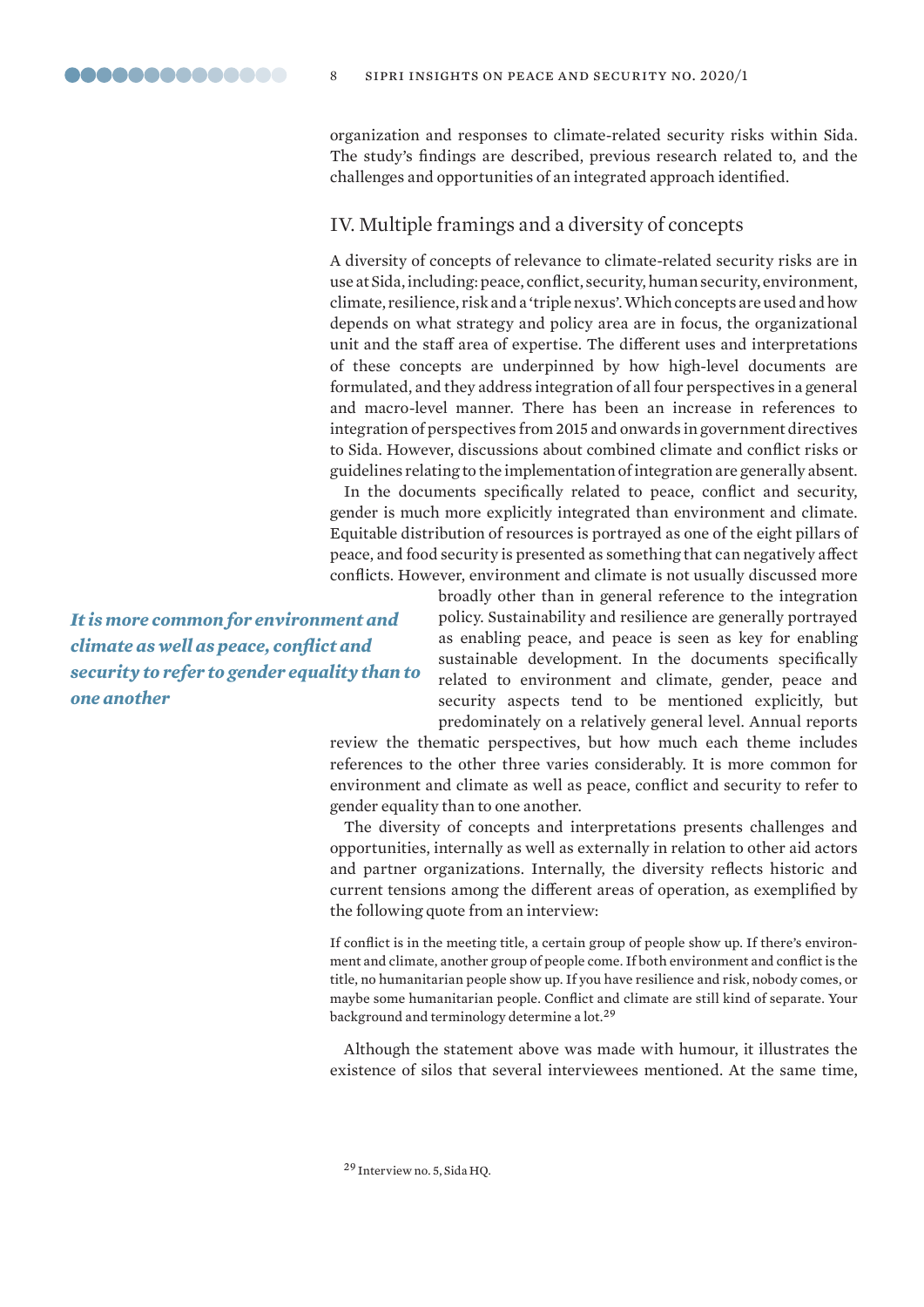organization and responses to climate-related security risks within Sida. The study's findings are described, previous research related to, and the challenges and opportunities of an integrated approach identified.

## IV. Multiple framings and a diversity of concepts

A diversity of concepts of relevance to climate-related security risks are in use at Sida, including: peace, conflict, security, human security, environment, climate, resilience, risk and a 'triple nexus'. Which concepts are used and how depends on what strategy and policy area are in focus, the organizational unit and the staff area of expertise. The different uses and interpretations of these concepts are underpinned by how high-level documents are formulated, and they address integration of all four perspectives in a general and macro-level manner. There has been an increase in references to integration of perspectives from 2015 and onwards in government directives to Sida. However, discussions about combined climate and conflict risks or guidelines relating to the implementation of integration are generally absent.

In the documents specifically related to peace, conflict and security, gender is much more explicitly integrated than environment and climate. Equitable distribution of resources is portrayed as one of the eight pillars of peace, and food security is presented as something that can negatively affect conflicts. However, environment and climate is not usually discussed more broadly other than in general reference to the integration policy. Sustainability and resilience are generally portrayed as enabling peace, and peace is seen as key for enabling sustainable development. In the documents specifically related to environment and climate, gender, peace and security aspects tend to be mentioned explicitly, but predominately on a relatively general level. Annual reports review the thematic perspectives, but how much each theme includes references to the other three varies considerably. It is more common for environment and climate as well as peace, conflict and security to refer to gender equality than to one another.

***It is more common for environment and climate as well as peace, conflict and security to refer to gender equality than to one another***

The diversity of concepts and interpretations presents challenges and opportunities, internally as well as externally in relation to other aid actors and partner organizations. Internally, the diversity reflects historic and current tensions among the different areas of operation, as exemplified by the following quote from an interview:

> If conflict is in the meeting title, a certain group of people show up. If there's environment and climate, another group of people come. If both environment and conflict is the title, no humanitarian people show up. If you have resilience and risk, nobody comes, or maybe some humanitarian people. Conflict and climate are still kind of separate. Your background and terminology determine a lot.[29]

Although the statement above was made with humour, it illustrates the existence of silos that several interviewees mentioned. At the same time,

[29] Interview no. 5, Sida HQ.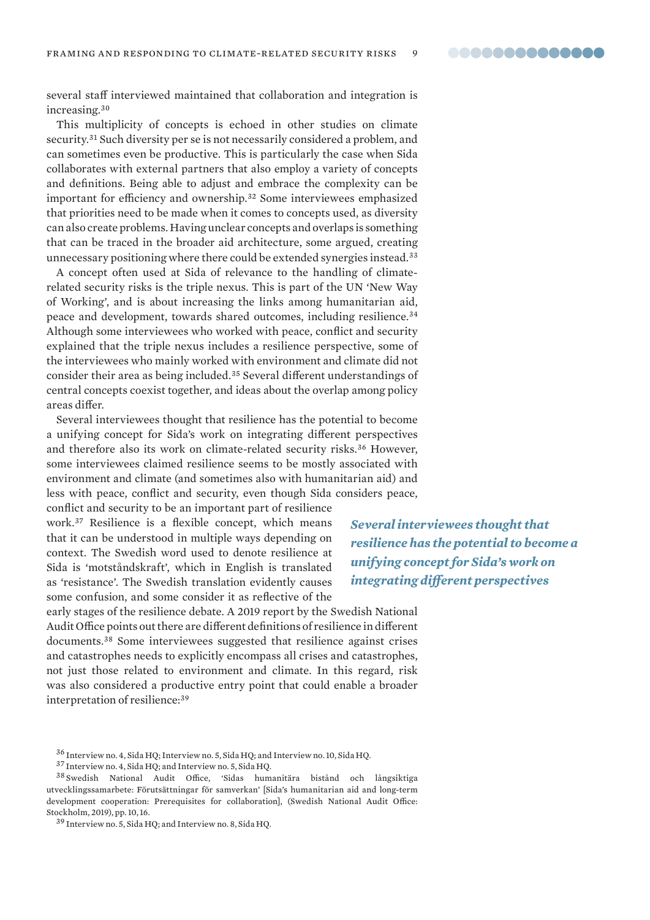several staff interviewed maintained that collaboration and integration is increasing.[30]

This multiplicity of concepts is echoed in other studies on climate security.[31] Such diversity per se is not necessarily considered a problem, and can sometimes even be productive. This is particularly the case when Sida collaborates with external partners that also employ a variety of concepts and definitions. Being able to adjust and embrace the complexity can be important for efficiency and ownership.[32] Some interviewees emphasized that priorities need to be made when it comes to concepts used, as diversity can also create problems. Having unclear concepts and overlaps is something that can be traced in the broader aid architecture, some argued, creating unnecessary positioning where there could be extended synergies instead.[33]

A concept often used at Sida of relevance to the handling of climate-related security risks is the triple nexus. This is part of the UN 'New Way of Working', and is about increasing the links among humanitarian aid, peace and development, towards shared outcomes, including resilience.[34] Although some interviewees who worked with peace, conflict and security explained that the triple nexus includes a resilience perspective, some of the interviewees who mainly worked with environment and climate did not consider their area as being included.[35] Several different understandings of central concepts coexist together, and ideas about the overlap among policy areas differ.

Several interviewees thought that resilience has the potential to become a unifying concept for Sida's work on integrating different perspectives and therefore also its work on climate-related security risks.[36] However, some interviewees claimed resilience seems to be mostly associated with environment and climate (and sometimes also with humanitarian aid) and less with peace, conflict and security, even though Sida considers peace, conflict and security to be an important part of resilience work.[37] Resilience is a flexible concept, which means that it can be understood in multiple ways depending on context. The Swedish word used to denote resilience at Sida is 'motståndskraft', which in English is translated as 'resistance'. The Swedish translation evidently causes some confusion, and some consider it as reflective of the early stages of the resilience debate. A 2019 report by the Swedish National Audit Office points out there are different definitions of resilience in different documents.[38] Some interviewees suggested that resilience against crises and catastrophes needs to explicitly encompass all crises and catastrophes, not just those related to environment and climate. In this regard, risk was also considered a productive entry point that could enable a broader interpretation of resilience:[39]

***Several interviewees thought that resilience has the potential to become a unifying concept for Sida's work on integrating different perspectives***

[36] Interview no. 4, Sida HQ; Interview no. 5, Sida HQ; and Interview no. 10, Sida HQ.

[37] Interview no. 4, Sida HQ; and Interview no. 5, Sida HQ.

[38] Swedish National Audit Office, 'Sidas humanitära bistånd och långsiktiga utvecklingssamarbete: Förutsättningar för samverkan' [Sida's humanitarian aid and long-term development cooperation: Prerequisites for collaboration], (Swedish National Audit Office: Stockholm, 2019), pp. 10, 16.

[39] Interview no. 5, Sida HQ; and Interview no. 8, Sida HQ.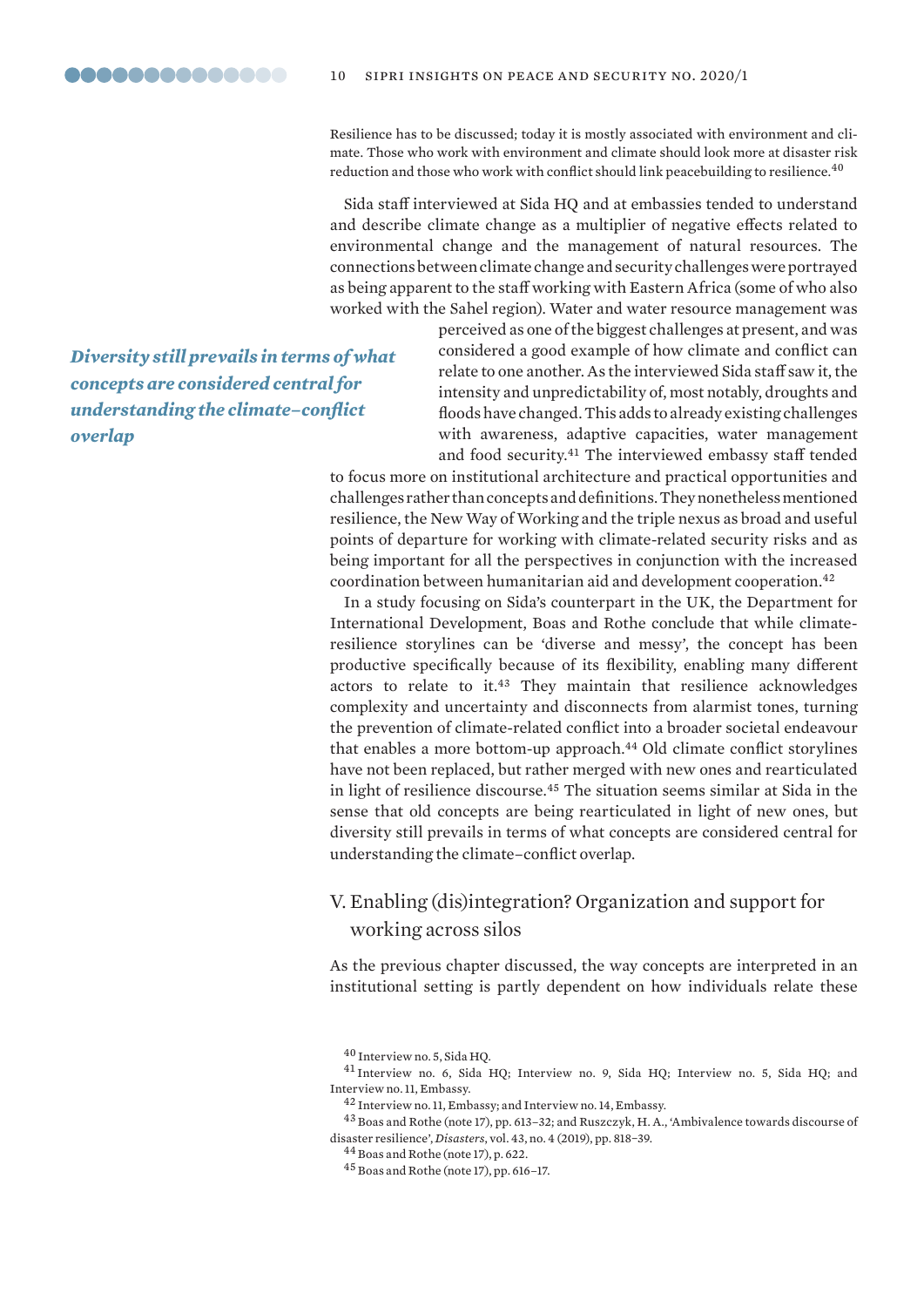Resilience has to be discussed; today it is mostly associated with environment and climate. Those who work with environment and climate should look more at disaster risk reduction and those who work with conflict should link peacebuilding to resilience.[40]

Sida staff interviewed at Sida HQ and at embassies tended to understand and describe climate change as a multiplier of negative effects related to environmental change and the management of natural resources. The connections between climate change and security challenges were portrayed as being apparent to the staff working with Eastern Africa (some of who also worked with the Sahel region). Water and water resource management was perceived as one of the biggest challenges at present, and was considered a good example of how climate and conflict can relate to one another. As the interviewed Sida staff saw it, the intensity and unpredictability of, most notably, droughts and floods have changed. This adds to already existing challenges with awareness, adaptive capacities, water management and food security.[41] The interviewed embassy staff tended to focus more on institutional architecture and practical opportunities and challenges rather than concepts and definitions. They nonetheless mentioned resilience, the New Way of Working and the triple nexus as broad and useful points of departure for working with climate-related security risks and as being important for all the perspectives in conjunction with the increased coordination between humanitarian aid and development cooperation.[42]

*Diversity still prevails in terms of what concepts are considered central for understanding the climate–conflict overlap*

In a study focusing on Sida's counterpart in the UK, the Department for International Development, Boas and Rothe conclude that while climate-resilience storylines can be 'diverse and messy', the concept has been productive specifically because of its flexibility, enabling many different actors to relate to it.[43] They maintain that resilience acknowledges complexity and uncertainty and disconnects from alarmist tones, turning the prevention of climate-related conflict into a broader societal endeavour that enables a more bottom-up approach.[44] Old climate conflict storylines have not been replaced, but rather merged with new ones and rearticulated in light of resilience discourse.[45] The situation seems similar at Sida in the sense that old concepts are being rearticulated in light of new ones, but diversity still prevails in terms of what concepts are considered central for understanding the climate–conflict overlap.

## V. Enabling (dis)integration? Organization and support for working across silos

As the previous chapter discussed, the way concepts are interpreted in an institutional setting is partly dependent on how individuals relate these

[40] Interview no. 5, Sida HQ.

[41] Interview no. 6, Sida HQ; Interview no. 9, Sida HQ; Interview no. 5, Sida HQ; and Interview no. 11, Embassy.

[42] Interview no. 11, Embassy; and Interview no. 14, Embassy.

[43] Boas and Rothe (note 17), pp. 613–32; and Ruszczyk, H. A., 'Ambivalence towards discourse of disaster resilience', *Disasters*, vol. 43, no. 4 (2019), pp. 818–39.

[44] Boas and Rothe (note 17), p. 622.

[45] Boas and Rothe (note 17), pp. 616–17.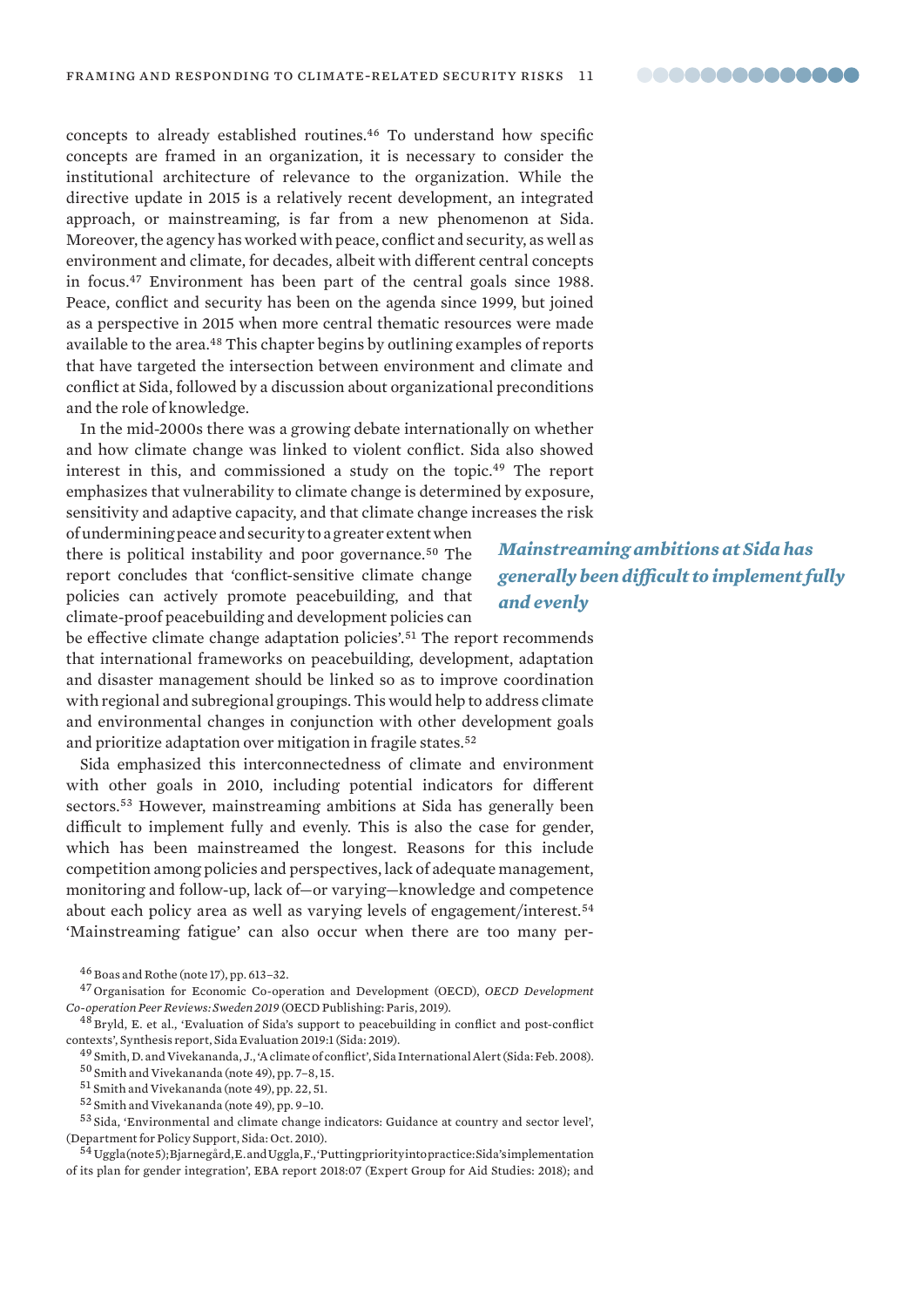concepts to already established routines.[46] To understand how specific concepts are framed in an organization, it is necessary to consider the institutional architecture of relevance to the organization. While the directive update in 2015 is a relatively recent development, an integrated approach, or mainstreaming, is far from a new phenomenon at Sida. Moreover, the agency has worked with peace, conflict and security, as well as environment and climate, for decades, albeit with different central concepts in focus.[47] Environment has been part of the central goals since 1988. Peace, conflict and security has been on the agenda since 1999, but joined as a perspective in 2015 when more central thematic resources were made available to the area.[48] This chapter begins by outlining examples of reports that have targeted the intersection between environment and climate and conflict at Sida, followed by a discussion about organizational preconditions and the role of knowledge.

In the mid-2000s there was a growing debate internationally on whether and how climate change was linked to violent conflict. Sida also showed interest in this, and commissioned a study on the topic.[49] The report emphasizes that vulnerability to climate change is determined by exposure, sensitivity and adaptive capacity, and that climate change increases the risk of undermining peace and security to a greater extent when there is political instability and poor governance.[50] The report concludes that 'conflict-sensitive climate change policies can actively promote peacebuilding, and that climate-proof peacebuilding and development policies can be effective climate change adaptation policies'.[51] The report recommends that international frameworks on peacebuilding, development, adaptation and disaster management should be linked so as to improve coordination with regional and subregional groupings. This would help to address climate and environmental changes in conjunction with other development goals and prioritize adaptation over mitigation in fragile states.[52]

***Mainstreaming ambitions at Sida has generally been difficult to implement fully and evenly***

Sida emphasized this interconnectedness of climate and environment with other goals in 2010, including potential indicators for different sectors.[53] However, mainstreaming ambitions at Sida has generally been difficult to implement fully and evenly. This is also the case for gender, which has been mainstreamed the longest. Reasons for this include competition among policies and perspectives, lack of adequate management, monitoring and follow-up, lack of—or varying—knowledge and competence about each policy area as well as varying levels of engagement/interest.[54] 'Mainstreaming fatigue' can also occur when there are too many per-

[46] Boas and Rothe (note 17), pp. 613–32.

[47] Organisation for Economic Co-operation and Development (OECD), *OECD Development Co-operation Peer Reviews: Sweden 2019* (OECD Publishing: Paris, 2019).

[48] Bryld, E. et al., 'Evaluation of Sida's support to peacebuilding in conflict and post-conflict contexts', Synthesis report, Sida Evaluation 2019:1 (Sida: 2019).

[49] Smith, D. and Vivekananda, J., 'A climate of conflict', Sida International Alert (Sida: Feb. 2008).

[50] Smith and Vivekananda (note 49), pp. 7–8, 15.

[51] Smith and Vivekananda (note 49), pp. 22, 51.

[52] Smith and Vivekananda (note 49), pp. 9–10.

[53] Sida, 'Environmental and climate change indicators: Guidance at country and sector level', (Department for Policy Support, Sida: Oct. 2010).

[54] Uggla (note 5); Bjarnegård, E. and Uggla, F., 'Putting priority into practice: Sida's implementation of its plan for gender integration', EBA report 2018:07 (Expert Group for Aid Studies: 2018); and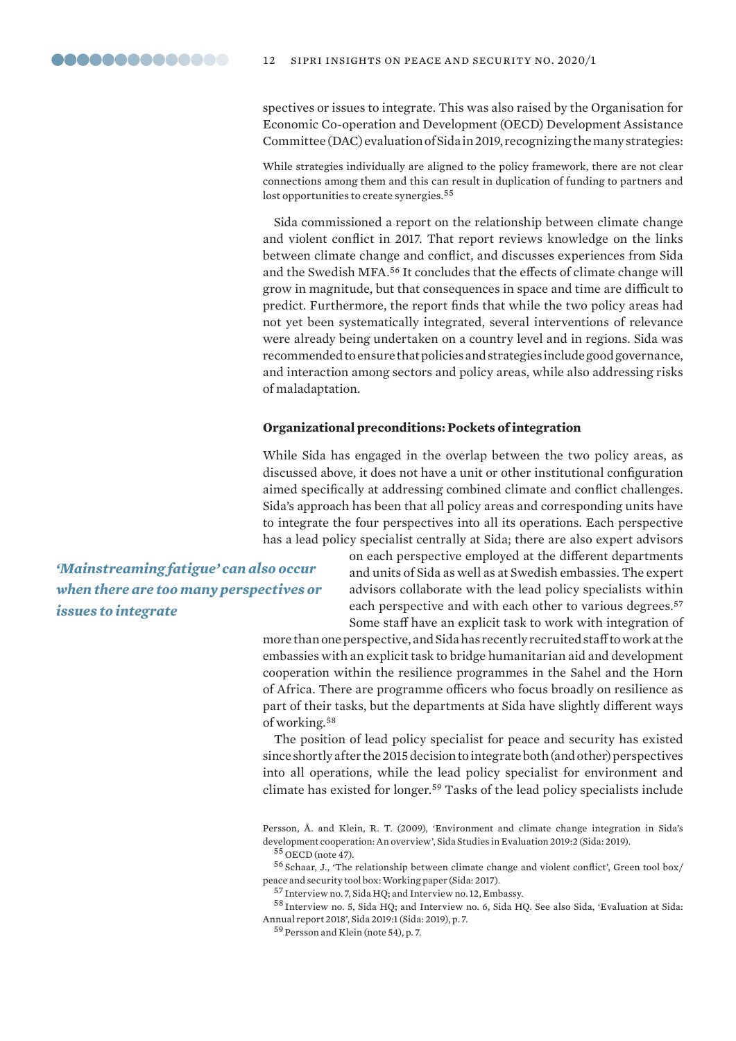spectives or issues to integrate. This was also raised by the Organisation for Economic Co-operation and Development (OECD) Development Assistance Committee (DAC) evaluation of Sida in 2019, recognizing the many strategies:

> While strategies individually are aligned to the policy framework, there are not clear connections among them and this can result in duplication of funding to partners and lost opportunities to create synergies.[55]

Sida commissioned a report on the relationship between climate change and violent conflict in 2017. That report reviews knowledge on the links between climate change and conflict, and discusses experiences from Sida and the Swedish MFA.[56] It concludes that the effects of climate change will grow in magnitude, but that consequences in space and time are difficult to predict. Furthermore, the report finds that while the two policy areas had not yet been systematically integrated, several interventions of relevance were already being undertaken on a country level and in regions. Sida was recommended to ensure that policies and strategies include good governance, and interaction among sectors and policy areas, while also addressing risks of maladaptation.

### Organizational preconditions: Pockets of integration

While Sida has engaged in the overlap between the two policy areas, as discussed above, it does not have a unit or other institutional configuration aimed specifically at addressing combined climate and conflict challenges. Sida's approach has been that all policy areas and corresponding units have to integrate the four perspectives into all its operations. Each perspective has a lead policy specialist centrally at Sida; there are also expert advisors on each perspective employed at the different departments and units of Sida as well as at Swedish embassies. The expert advisors collaborate with the lead policy specialists within each perspective and with each other to various degrees.[57] Some staff have an explicit task to work with integration of more than one perspective, and Sida has recently recruited staff to work at the embassies with an explicit task to bridge humanitarian aid and development cooperation within the resilience programmes in the Sahel and the Horn of Africa. There are programme officers who focus broadly on resilience as part of their tasks, but the departments at Sida have slightly different ways of working.[58]

*'Mainstreaming fatigue' can also occur when there are too many perspectives or issues to integrate*

The position of lead policy specialist for peace and security has existed since shortly after the 2015 decision to integrate both (and other) perspectives into all operations, while the lead policy specialist for environment and climate has existed for longer.[59] Tasks of the lead policy specialists include

Persson, Å. and Klein, R. T. (2009), 'Environment and climate change integration in Sida's development cooperation: An overview', Sida Studies in Evaluation 2019:2 (Sida: 2019).

[55] OECD (note 47).

[56] Schaar, J., 'The relationship between climate change and violent conflict', Green tool box/peace and security tool box: Working paper (Sida: 2017).

[57] Interview no. 7, Sida HQ; and Interview no. 12, Embassy.

[58] Interview no. 5, Sida HQ; and Interview no. 6, Sida HQ. See also Sida, 'Evaluation at Sida: Annual report 2018', Sida 2019:1 (Sida: 2019), p. 7.

[59] Persson and Klein (note 54), p. 7.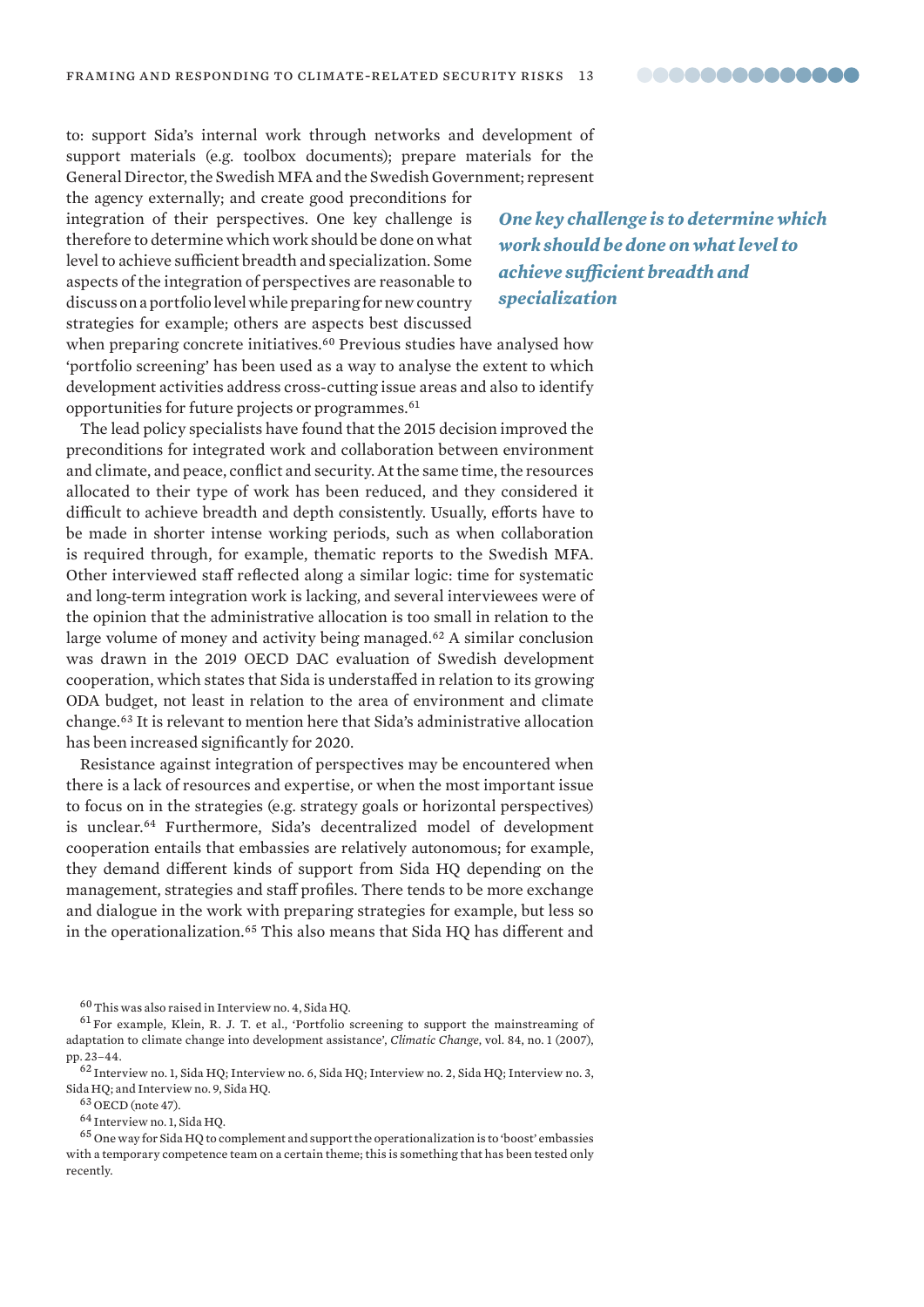to: support Sida's internal work through networks and development of support materials (e.g. toolbox documents); prepare materials for the General Director, the Swedish MFA and the Swedish Government; represent the agency externally; and create good preconditions for integration of their perspectives. One key challenge is therefore to determine which work should be done on what level to achieve sufficient breadth and specialization. Some aspects of the integration of perspectives are reasonable to discuss on a portfolio level while preparing for new country strategies for example; others are aspects best discussed when preparing concrete initiatives.[60] Previous studies have analysed how 'portfolio screening' has been used as a way to analyse the extent to which development activities address cross-cutting issue areas and also to identify opportunities for future projects or programmes.[61]

***One key challenge is to determine which work should be done on what level to achieve sufficient breadth and specialization***

The lead policy specialists have found that the 2015 decision improved the preconditions for integrated work and collaboration between environment and climate, and peace, conflict and security. At the same time, the resources allocated to their type of work has been reduced, and they considered it difficult to achieve breadth and depth consistently. Usually, efforts have to be made in shorter intense working periods, such as when collaboration is required through, for example, thematic reports to the Swedish MFA. Other interviewed staff reflected along a similar logic: time for systematic and long-term integration work is lacking, and several interviewees were of the opinion that the administrative allocation is too small in relation to the large volume of money and activity being managed.[62] A similar conclusion was drawn in the 2019 OECD DAC evaluation of Swedish development cooperation, which states that Sida is understaffed in relation to its growing ODA budget, not least in relation to the area of environment and climate change.[63] It is relevant to mention here that Sida's administrative allocation has been increased significantly for 2020.

Resistance against integration of perspectives may be encountered when there is a lack of resources and expertise, or when the most important issue to focus on in the strategies (e.g. strategy goals or horizontal perspectives) is unclear.[64] Furthermore, Sida's decentralized model of development cooperation entails that embassies are relatively autonomous; for example, they demand different kinds of support from Sida HQ depending on the management, strategies and staff profiles. There tends to be more exchange and dialogue in the work with preparing strategies for example, but less so in the operationalization.[65] This also means that Sida HQ has different and

[60] This was also raised in Interview no. 4, Sida HQ.

[61] For example, Klein, R. J. T. et al., 'Portfolio screening to support the mainstreaming of adaptation to climate change into development assistance', *Climatic Change*, vol. 84, no. 1 (2007), pp. 23–44.

[62] Interview no. 1, Sida HQ; Interview no. 6, Sida HQ; Interview no. 2, Sida HQ; Interview no. 3, Sida HQ; and Interview no. 9, Sida HQ.

[63] OECD (note 47).

[64] Interview no. 1, Sida HQ.

[65] One way for Sida HQ to complement and support the operationalization is to 'boost' embassies with a temporary competence team on a certain theme; this is something that has been tested only recently.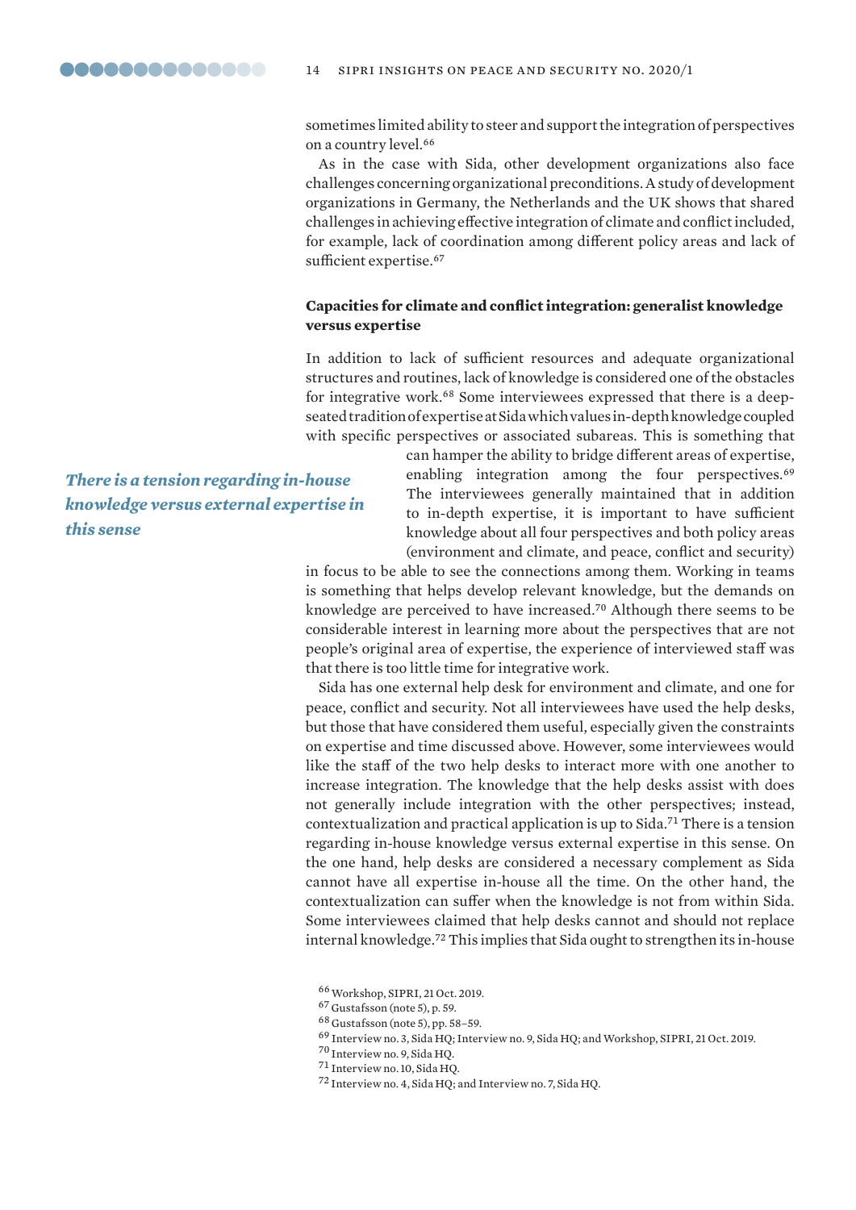sometimes limited ability to steer and support the integration of perspectives on a country level.[66]

As in the case with Sida, other development organizations also face challenges concerning organizational preconditions. A study of development organizations in Germany, the Netherlands and the UK shows that shared challenges in achieving effective integration of climate and conflict included, for example, lack of coordination among different policy areas and lack of sufficient expertise.[67]

### Capacities for climate and conflict integration: generalist knowledge versus expertise

In addition to lack of sufficient resources and adequate organizational structures and routines, lack of knowledge is considered one of the obstacles for integrative work.[68] Some interviewees expressed that there is a deep-seated tradition of expertise at Sida which values in-depth knowledge coupled with specific perspectives or associated subareas. This is something that can hamper the ability to bridge different areas of expertise, enabling integration among the four perspectives.[69] The interviewees generally maintained that in addition to in-depth expertise, it is important to have sufficient knowledge about all four perspectives and both policy areas (environment and climate, and peace, conflict and security) in focus to be able to see the connections among them. Working in teams is something that helps develop relevant knowledge, but the demands on knowledge are perceived to have increased.[70] Although there seems to be considerable interest in learning more about the perspectives that are not people's original area of expertise, the experience of interviewed staff was that there is too little time for integrative work.

*There is a tension regarding in-house knowledge versus external expertise in this sense*

Sida has one external help desk for environment and climate, and one for peace, conflict and security. Not all interviewees have used the help desks, but those that have considered them useful, especially given the constraints on expertise and time discussed above. However, some interviewees would like the staff of the two help desks to interact more with one another to increase integration. The knowledge that the help desks assist with does not generally include integration with the other perspectives; instead, contextualization and practical application is up to Sida.[71] There is a tension regarding in-house knowledge versus external expertise in this sense. On the one hand, help desks are considered a necessary complement as Sida cannot have all expertise in-house all the time. On the other hand, the contextualization can suffer when the knowledge is not from within Sida. Some interviewees claimed that help desks cannot and should not replace internal knowledge.[72] This implies that Sida ought to strengthen its in-house

[66] Workshop, SIPRI, 21 Oct. 2019.

[67] Gustafsson (note 5), p. 59.

[68] Gustafsson (note 5), pp. 58–59.

[69] Interview no. 3, Sida HQ; Interview no. 9, Sida HQ; and Workshop, SIPRI, 21 Oct. 2019.

[70] Interview no. 9, Sida HQ.

[71] Interview no. 10, Sida HQ.

[72] Interview no. 4, Sida HQ; and Interview no. 7, Sida HQ.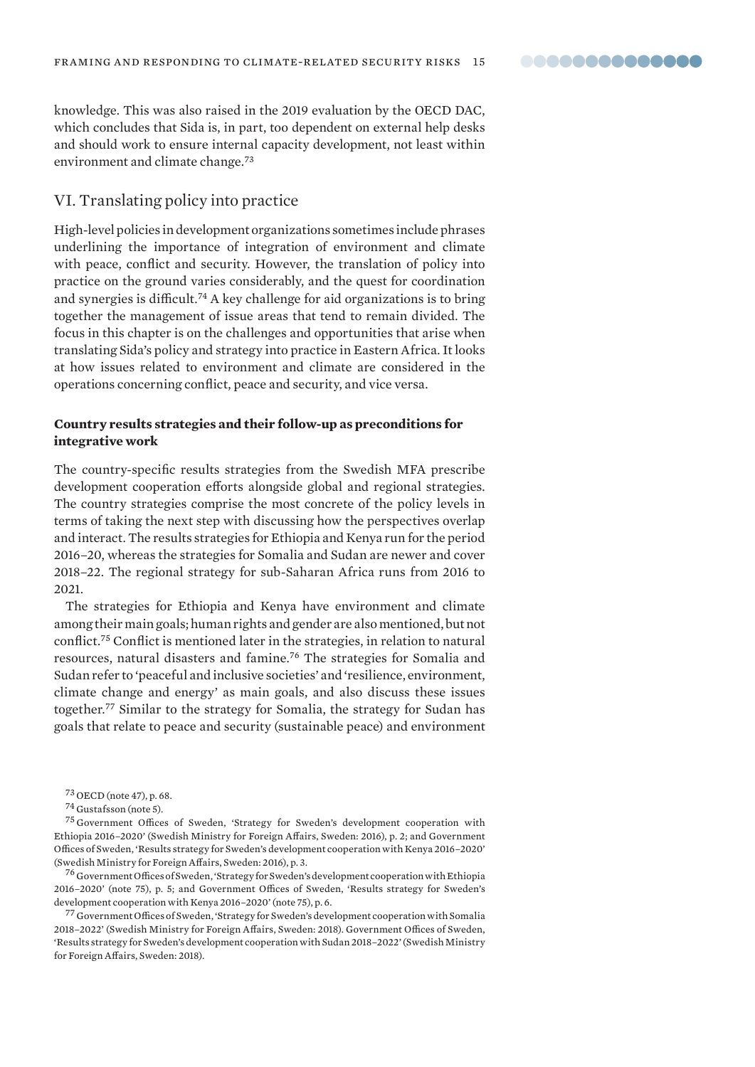knowledge. This was also raised in the 2019 evaluation by the OECD DAC, which concludes that Sida is, in part, too dependent on external help desks and should work to ensure internal capacity development, not least within environment and climate change.[73]

## VI. Translating policy into practice

High-level policies in development organizations sometimes include phrases underlining the importance of integration of environment and climate with peace, conflict and security. However, the translation of policy into practice on the ground varies considerably, and the quest for coordination and synergies is difficult.[74] A key challenge for aid organizations is to bring together the management of issue areas that tend to remain divided. The focus in this chapter is on the challenges and opportunities that arise when translating Sida's policy and strategy into practice in Eastern Africa. It looks at how issues related to environment and climate are considered in the operations concerning conflict, peace and security, and vice versa.

### Country results strategies and their follow-up as preconditions for integrative work

The country-specific results strategies from the Swedish MFA prescribe development cooperation efforts alongside global and regional strategies. The country strategies comprise the most concrete of the policy levels in terms of taking the next step with discussing how the perspectives overlap and interact. The results strategies for Ethiopia and Kenya run for the period 2016–20, whereas the strategies for Somalia and Sudan are newer and cover 2018–22. The regional strategy for sub-Saharan Africa runs from 2016 to 2021.

The strategies for Ethiopia and Kenya have environment and climate among their main goals; human rights and gender are also mentioned, but not conflict.[75] Conflict is mentioned later in the strategies, in relation to natural resources, natural disasters and famine.[76] The strategies for Somalia and Sudan refer to 'peaceful and inclusive societies' and 'resilience, environment, climate change and energy' as main goals, and also discuss these issues together.[77] Similar to the strategy for Somalia, the strategy for Sudan has goals that relate to peace and security (sustainable peace) and environment

[73] OECD (note 47), p. 68.

[74] Gustafsson (note 5).

[75] Government Offices of Sweden, 'Strategy for Sweden's development cooperation with Ethiopia 2016–2020' (Swedish Ministry for Foreign Affairs, Sweden: 2016), p. 2; and Government Offices of Sweden, 'Results strategy for Sweden's development cooperation with Kenya 2016–2020' (Swedish Ministry for Foreign Affairs, Sweden: 2016), p. 3.

[76] Government Offices of Sweden, 'Strategy for Sweden's development cooperation with Ethiopia 2016–2020' (note 75), p. 5; and Government Offices of Sweden, 'Results strategy for Sweden's development cooperation with Kenya 2016–2020' (note 75), p. 6.

[77] Government Offices of Sweden, 'Strategy for Sweden's development cooperation with Somalia 2018–2022' (Swedish Ministry for Foreign Affairs, Sweden: 2018). Government Offices of Sweden, 'Results strategy for Sweden's development cooperation with Sudan 2018–2022' (Swedish Ministry for Foreign Affairs, Sweden: 2018).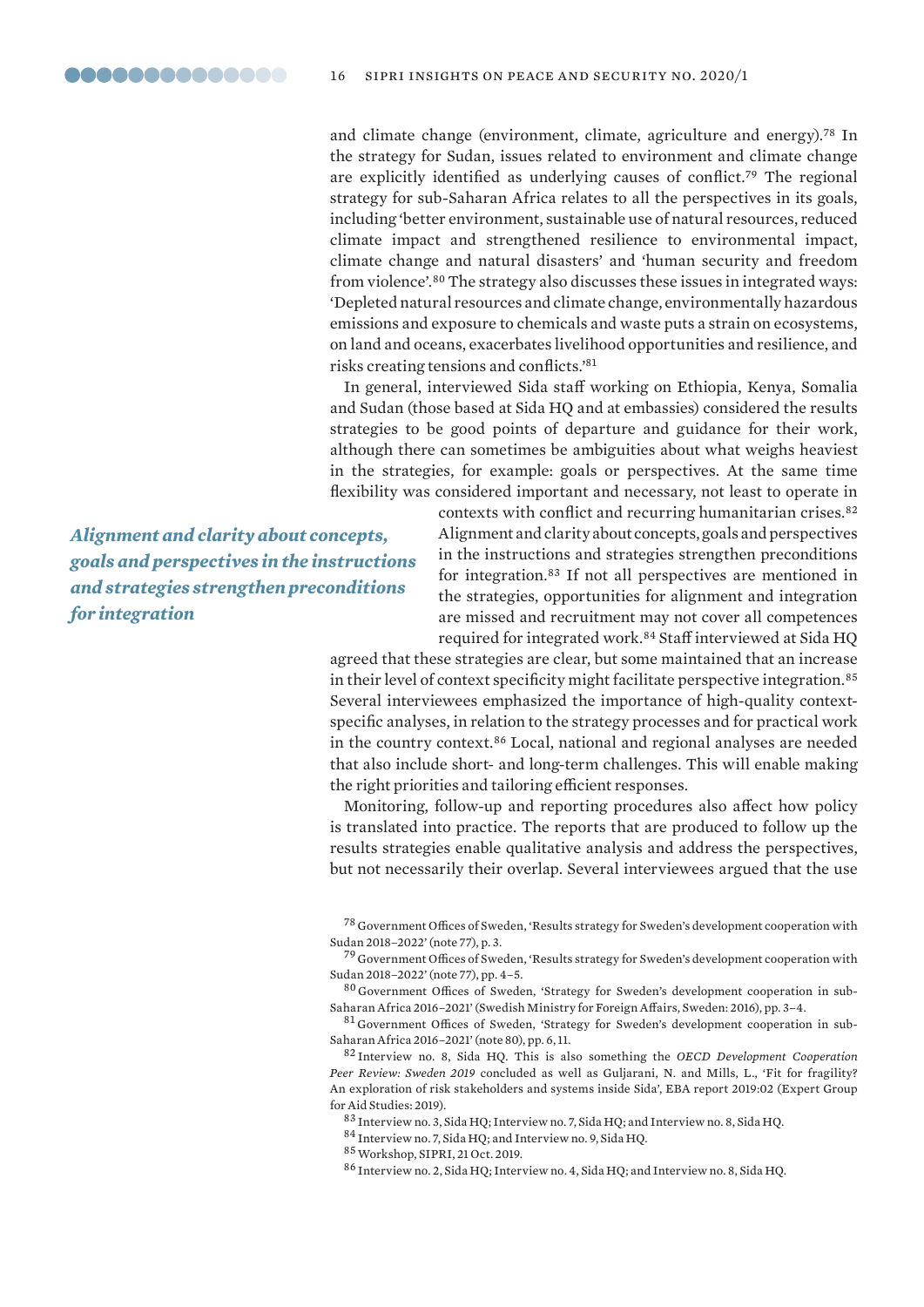and climate change (environment, climate, agriculture and energy).[78] In the strategy for Sudan, issues related to environment and climate change are explicitly identified as underlying causes of conflict.[79] The regional strategy for sub-Saharan Africa relates to all the perspectives in its goals, including 'better environment, sustainable use of natural resources, reduced climate impact and strengthened resilience to environmental impact, climate change and natural disasters' and 'human security and freedom from violence'.[80] The strategy also discusses these issues in integrated ways: 'Depleted natural resources and climate change, environmentally hazardous emissions and exposure to chemicals and waste puts a strain on ecosystems, on land and oceans, exacerbates livelihood opportunities and resilience, and risks creating tensions and conflicts.'[81]

In general, interviewed Sida staff working on Ethiopia, Kenya, Somalia and Sudan (those based at Sida HQ and at embassies) considered the results strategies to be good points of departure and guidance for their work, although there can sometimes be ambiguities about what weighs heaviest in the strategies, for example: goals or perspectives. At the same time flexibility was considered important and necessary, not least to operate in contexts with conflict and recurring humanitarian crises.[82] Alignment and clarity about concepts, goals and perspectives in the instructions and strategies strengthen preconditions for integration.[83] If not all perspectives are mentioned in the strategies, opportunities for alignment and integration are missed and recruitment may not cover all competences required for integrated work.[84] Staff interviewed at Sida HQ agreed that these strategies are clear, but some maintained that an increase in their level of context specificity might facilitate perspective integration.[85] Several interviewees emphasized the importance of high-quality context-specific analyses, in relation to the strategy processes and for practical work in the country context.[86] Local, national and regional analyses are needed that also include short- and long-term challenges. This will enable making the right priorities and tailoring efficient responses.

***Alignment and clarity about concepts, goals and perspectives in the instructions and strategies strengthen preconditions for integration***

Monitoring, follow-up and reporting procedures also affect how policy is translated into practice. The reports that are produced to follow up the results strategies enable qualitative analysis and address the perspectives, but not necessarily their overlap. Several interviewees argued that the use

[78] Government Offices of Sweden, 'Results strategy for Sweden's development cooperation with Sudan 2018–2022' (note 77), p. 3.

[79] Government Offices of Sweden, 'Results strategy for Sweden's development cooperation with Sudan 2018–2022' (note 77), pp. 4–5.

[80] Government Offices of Sweden, 'Strategy for Sweden's development cooperation in sub-Saharan Africa 2016–2021' (Swedish Ministry for Foreign Affairs, Sweden: 2016), pp. 3–4.

[81] Government Offices of Sweden, 'Strategy for Sweden's development cooperation in sub-Saharan Africa 2016–2021' (note 80), pp. 6, 11.

[82] Interview no. 8, Sida HQ. This is also something the *OECD Development Cooperation Peer Review: Sweden 2019* concluded as well as Guljarani, N. and Mills, L., 'Fit for fragility? An exploration of risk stakeholders and systems inside Sida', EBA report 2019:02 (Expert Group for Aid Studies: 2019).

[83] Interview no. 3, Sida HQ; Interview no. 7, Sida HQ; and Interview no. 8, Sida HQ.

[84] Interview no. 7, Sida HQ; and Interview no. 9, Sida HQ.

[85] Workshop, SIPRI, 21 Oct. 2019.

[86] Interview no. 2, Sida HQ; Interview no. 4, Sida HQ; and Interview no. 8, Sida HQ.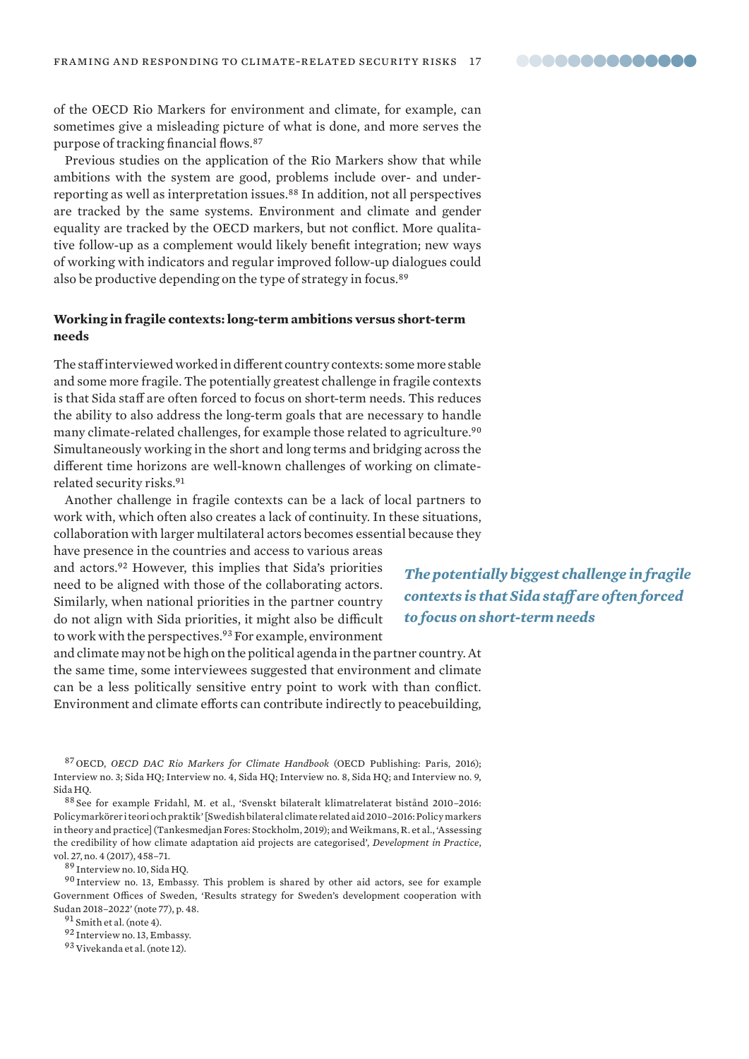of the OECD Rio Markers for environment and climate, for example, can sometimes give a misleading picture of what is done, and more serves the purpose of tracking financial flows.[87]

Previous studies on the application of the Rio Markers show that while ambitions with the system are good, problems include over- and under-reporting as well as interpretation issues.[88] In addition, not all perspectives are tracked by the same systems. Environment and climate and gender equality are tracked by the OECD markers, but not conflict. More qualitative follow-up as a complement would likely benefit integration; new ways of working with indicators and regular improved follow-up dialogues could also be productive depending on the type of strategy in focus.[89]

### Working in fragile contexts: long-term ambitions versus short-term needs

The staff interviewed worked in different country contexts: some more stable and some more fragile. The potentially greatest challenge in fragile contexts is that Sida staff are often forced to focus on short-term needs. This reduces the ability to also address the long-term goals that are necessary to handle many climate-related challenges, for example those related to agriculture.[90] Simultaneously working in the short and long terms and bridging across the different time horizons are well-known challenges of working on climate-related security risks.[91]

Another challenge in fragile contexts can be a lack of local partners to work with, which often also creates a lack of continuity. In these situations, collaboration with larger multilateral actors becomes essential because they have presence in the countries and access to various areas and actors.[92] However, this implies that Sida's priorities need to be aligned with those of the collaborating actors. Similarly, when national priorities in the partner country do not align with Sida priorities, it might also be difficult to work with the perspectives.[93] For example, environment and climate may not be high on the political agenda in the partner country. At the same time, some interviewees suggested that environment and climate can be a less politically sensitive entry point to work with than conflict. Environment and climate efforts can contribute indirectly to peacebuilding,

*The potentially biggest challenge in fragile contexts is that Sida staff are often forced to focus on short-term needs*

---

[87] OECD, *OECD DAC Rio Markers for Climate Handbook* (OECD Publishing: Paris, 2016); Interview no. 3; Sida HQ; Interview no. 4, Sida HQ; Interview no. 8, Sida HQ; and Interview no. 9, Sida HQ.

[88] See for example Fridahl, M. et al., 'Svenskt bilateralt klimatrelaterat bistånd 2010–2016: Policymarkörer i teori och praktik' [Swedish bilateral climate related aid 2010–2016: Policy markers in theory and practice] (Tankesmedjan Fores: Stockholm, 2019); and Weikmans, R. et al., 'Assessing the credibility of how climate adaptation aid projects are categorised', *Development in Practice*, vol. 27, no. 4 (2017), 458–71.

[89] Interview no. 10, Sida HQ.

[90] Interview no. 13, Embassy. This problem is shared by other aid actors, see for example Government Offices of Sweden, 'Results strategy for Sweden's development cooperation with Sudan 2018–2022' (note 77), p. 48.

[91] Smith et al. (note 4).

[92] Interview no. 13, Embassy.

[93] Vivekanda et al. (note 12).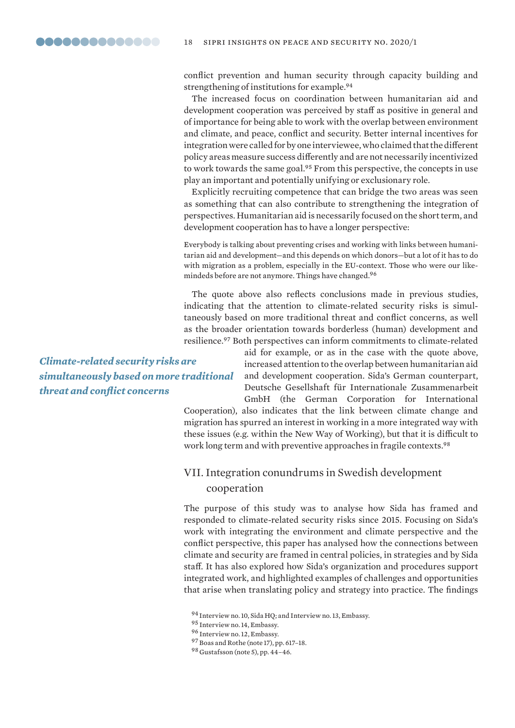conflict prevention and human security through capacity building and strengthening of institutions for example.[94]

The increased focus on coordination between humanitarian aid and development cooperation was perceived by staff as positive in general and of importance for being able to work with the overlap between environment and climate, and peace, conflict and security. Better internal incentives for integration were called for by one interviewee, who claimed that the different policy areas measure success differently and are not necessarily incentivized to work towards the same goal.[95] From this perspective, the concepts in use play an important and potentially unifying or exclusionary role.

Explicitly recruiting competence that can bridge the two areas was seen as something that can also contribute to strengthening the integration of perspectives. Humanitarian aid is necessarily focused on the short term, and development cooperation has to have a longer perspective:

> Everybody is talking about preventing crises and working with links between humanitarian aid and development—and this depends on which donors—but a lot of it has to do with migration as a problem, especially in the EU-context. Those who were our like-mindeds before are not anymore. Things have changed.[96]

The quote above also reflects conclusions made in previous studies, indicating that the attention to climate-related security risks is simultaneously based on more traditional threat and conflict concerns, as well as the broader orientation towards borderless (human) development and resilience.[97] Both perspectives can inform commitments to climate-related aid for example, or as in the case with the quote above, increased attention to the overlap between humanitarian aid and development cooperation. Sida's German counterpart, Deutsche Gesellschaft für Internationale Zusammenarbeit GmbH (the German Corporation for International Cooperation), also indicates that the link between climate change and migration has spurred an interest in working in a more integrated way with these issues (e.g. within the New Way of Working), but that it is difficult to work long term and with preventive approaches in fragile contexts.[98]

***Climate-related security risks are simultaneously based on more traditional threat and conflict concerns***

## VII. Integration conundrums in Swedish development cooperation

The purpose of this study was to analyse how Sida has framed and responded to climate-related security risks since 2015. Focusing on Sida's work with integrating the environment and climate perspective and the conflict perspective, this paper has analysed how the connections between climate and security are framed in central policies, in strategies and by Sida staff. It has also explored how Sida's organization and procedures support integrated work, and highlighted examples of challenges and opportunities that arise when translating policy and strategy into practice. The findings

[94] Interview no. 10, Sida HQ; and Interview no. 13, Embassy.

[95] Interview no. 14, Embassy.

[96] Interview no. 12, Embassy.

[97] Boas and Rothe (note 17), pp. 617–18.

[98] Gustafsson (note 5), pp. 44–46.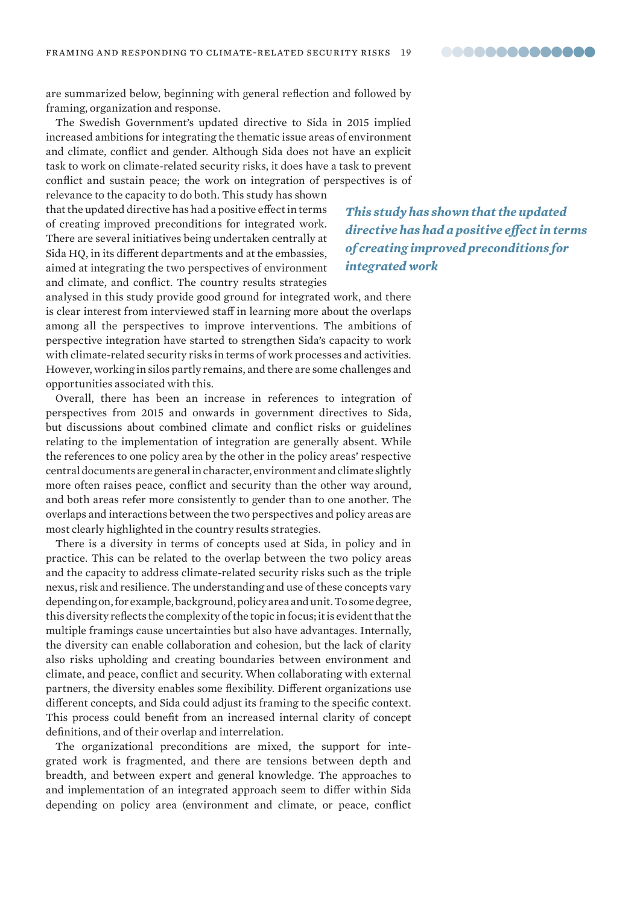are summarized below, beginning with general reflection and followed by framing, organization and response.

The Swedish Government's updated directive to Sida in 2015 implied increased ambitions for integrating the thematic issue areas of environment and climate, conflict and gender. Although Sida does not have an explicit task to work on climate-related security risks, it does have a task to prevent conflict and sustain peace; the work on integration of perspectives is of relevance to the capacity to do both. This study has shown that the updated directive has had a positive effect in terms of creating improved preconditions for integrated work. There are several initiatives being undertaken centrally at Sida HQ, in its different departments and at the embassies, aimed at integrating the two perspectives of environment and climate, and conflict. The country results strategies analysed in this study provide good ground for integrated work, and there is clear interest from interviewed staff in learning more about the overlaps among all the perspectives to improve interventions. The ambitions of perspective integration have started to strengthen Sida's capacity to work with climate-related security risks in terms of work processes and activities. However, working in silos partly remains, and there are some challenges and opportunities associated with this.

***This study has shown that the updated directive has had a positive effect in terms of creating improved preconditions for integrated work***

Overall, there has been an increase in references to integration of perspectives from 2015 and onwards in government directives to Sida, but discussions about combined climate and conflict risks or guidelines relating to the implementation of integration are generally absent. While the references to one policy area by the other in the policy areas' respective central documents are general in character, environment and climate slightly more often raises peace, conflict and security than the other way around, and both areas refer more consistently to gender than to one another. The overlaps and interactions between the two perspectives and policy areas are most clearly highlighted in the country results strategies.

There is a diversity in terms of concepts used at Sida, in policy and in practice. This can be related to the overlap between the two policy areas and the capacity to address climate-related security risks such as the triple nexus, risk and resilience. The understanding and use of these concepts vary depending on, for example, background, policy area and unit. To some degree, this diversity reflects the complexity of the topic in focus; it is evident that the multiple framings cause uncertainties but also have advantages. Internally, the diversity can enable collaboration and cohesion, but the lack of clarity also risks upholding and creating boundaries between environment and climate, and peace, conflict and security. When collaborating with external partners, the diversity enables some flexibility. Different organizations use different concepts, and Sida could adjust its framing to the specific context. This process could benefit from an increased internal clarity of concept definitions, and of their overlap and interrelation.

The organizational preconditions are mixed, the support for integrated work is fragmented, and there are tensions between depth and breadth, and between expert and general knowledge. The approaches to and implementation of an integrated approach seem to differ within Sida depending on policy area (environment and climate, or peace, conflict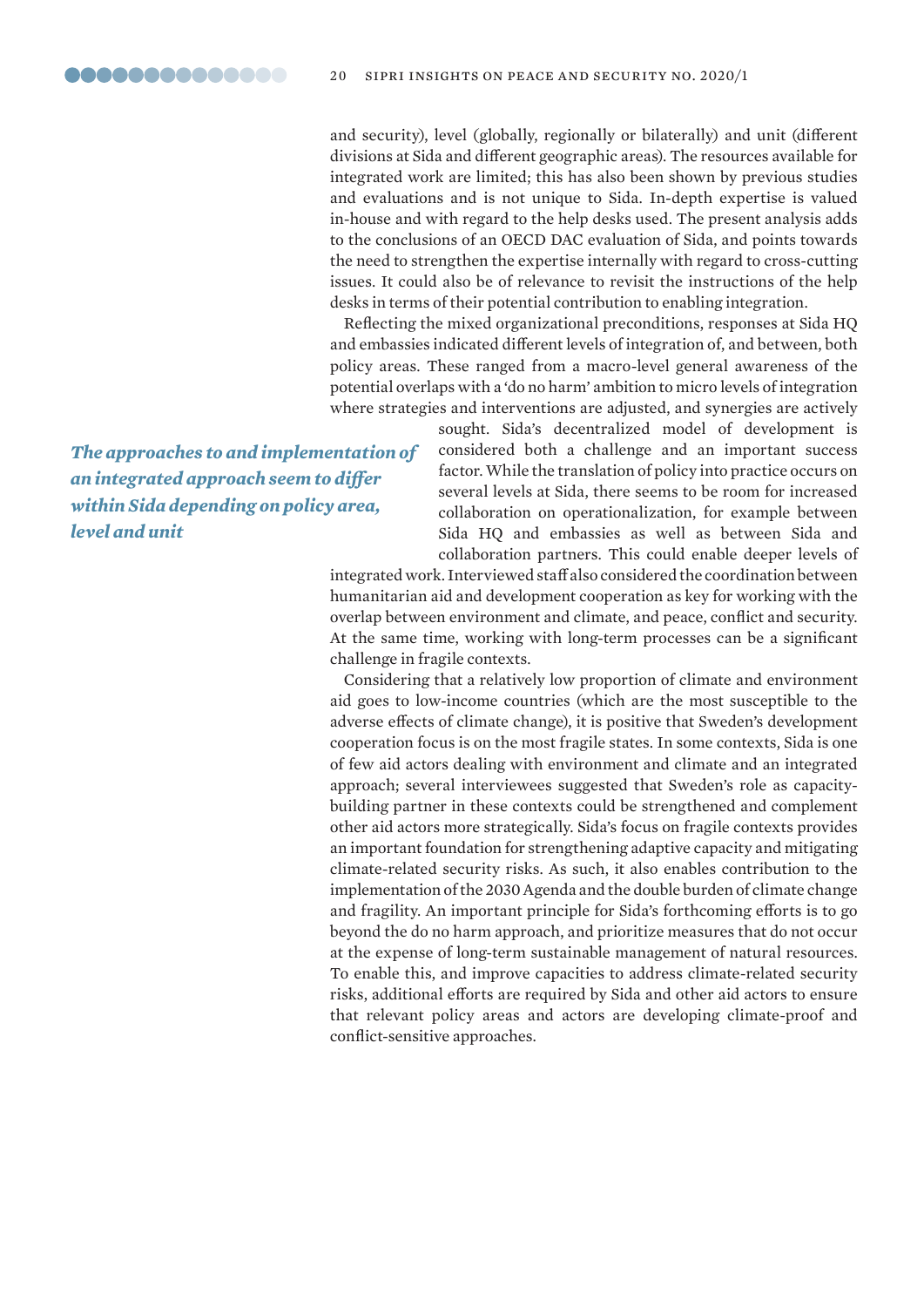and security), level (globally, regionally or bilaterally) and unit (different divisions at Sida and different geographic areas). The resources available for integrated work are limited; this has also been shown by previous studies and evaluations and is not unique to Sida. In-depth expertise is valued in-house and with regard to the help desks used. The present analysis adds to the conclusions of an OECD DAC evaluation of Sida, and points towards the need to strengthen the expertise internally with regard to cross-cutting issues. It could also be of relevance to revisit the instructions of the help desks in terms of their potential contribution to enabling integration.

*The approaches to and implementation of an integrated approach seem to differ within Sida depending on policy area, level and unit*

Reflecting the mixed organizational preconditions, responses at Sida HQ and embassies indicated different levels of integration of, and between, both policy areas. These ranged from a macro-level general awareness of the potential overlaps with a 'do no harm' ambition to micro levels of integration where strategies and interventions are adjusted, and synergies are actively sought. Sida's decentralized model of development is considered both a challenge and an important success factor. While the translation of policy into practice occurs on several levels at Sida, there seems to be room for increased collaboration on operationalization, for example between Sida HQ and embassies as well as between Sida and collaboration partners. This could enable deeper levels of integrated work. Interviewed staff also considered the coordination between humanitarian aid and development cooperation as key for working with the overlap between environment and climate, and peace, conflict and security. At the same time, working with long-term processes can be a significant challenge in fragile contexts.

Considering that a relatively low proportion of climate and environment aid goes to low-income countries (which are the most susceptible to the adverse effects of climate change), it is positive that Sweden's development cooperation focus is on the most fragile states. In some contexts, Sida is one of few aid actors dealing with environment and climate and an integrated approach; several interviewees suggested that Sweden's role as capacity-building partner in these contexts could be strengthened and complement other aid actors more strategically. Sida's focus on fragile contexts provides an important foundation for strengthening adaptive capacity and mitigating climate-related security risks. As such, it also enables contribution to the implementation of the 2030 Agenda and the double burden of climate change and fragility. An important principle for Sida's forthcoming efforts is to go beyond the do no harm approach, and prioritize measures that do not occur at the expense of long-term sustainable management of natural resources. To enable this, and improve capacities to address climate-related security risks, additional efforts are required by Sida and other aid actors to ensure that relevant policy areas and actors are developing climate-proof and conflict-sensitive approaches.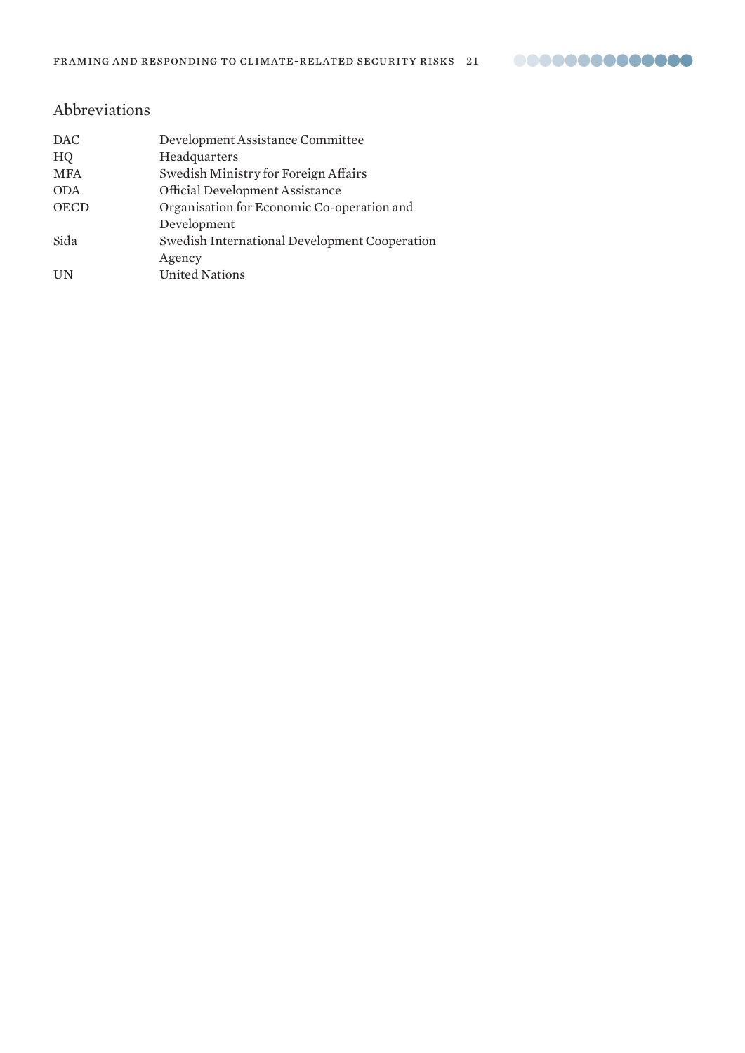## Abbreviations

| | |
|---|---|
| DAC | Development Assistance Committee |
| HQ | Headquarters |
| MFA | Swedish Ministry for Foreign Affairs |
| ODA | Official Development Assistance |
| OECD | Organisation for Economic Co-operation and Development |
| Sida | Swedish International Development Cooperation Agency |
| UN | United Nations |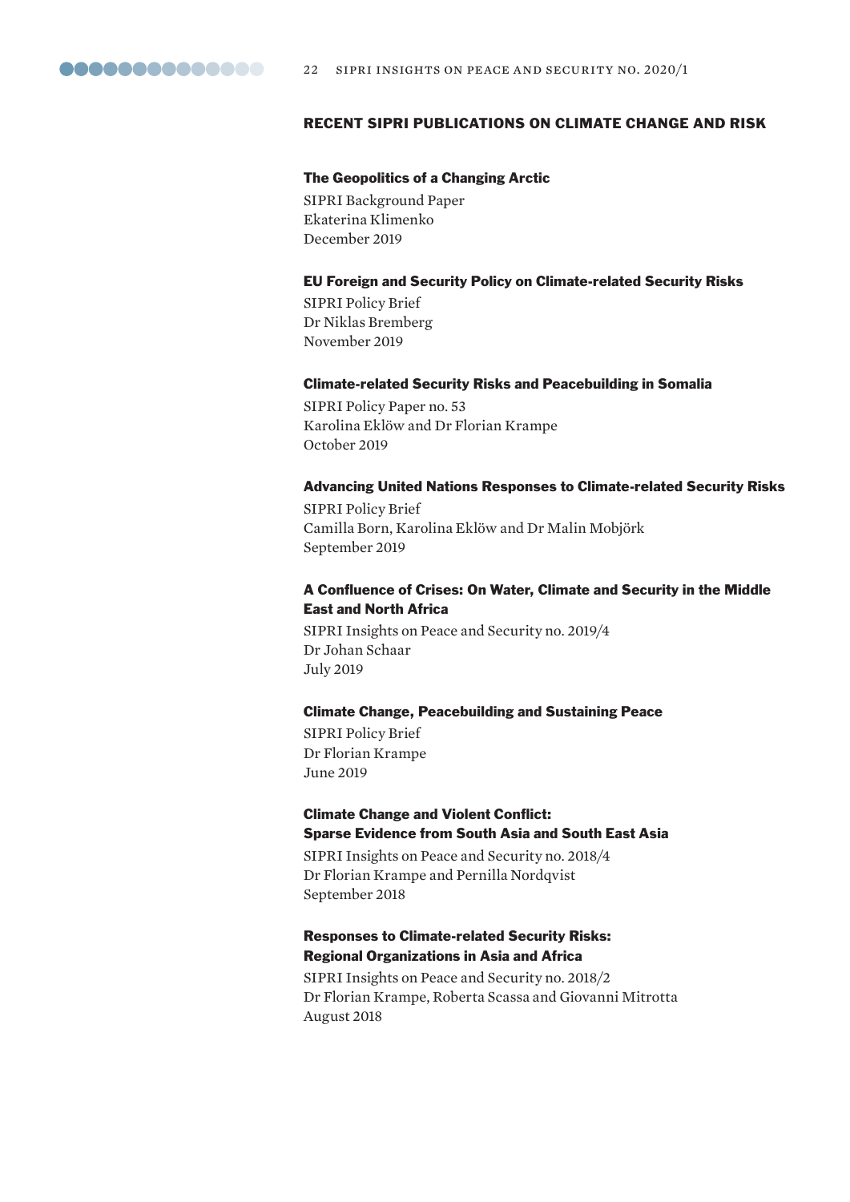## RECENT SIPRI PUBLICATIONS ON CLIMATE CHANGE AND RISK

### The Geopolitics of a Changing Arctic

SIPRI Background Paper
Ekaterina Klimenko
December 2019

### EU Foreign and Security Policy on Climate-related Security Risks

SIPRI Policy Brief
Dr Niklas Bremberg
November 2019

### Climate-related Security Risks and Peacebuilding in Somalia

SIPRI Policy Paper no. 53
Karolina Eklöw and Dr Florian Krampe
October 2019

### Advancing United Nations Responses to Climate-related Security Risks

SIPRI Policy Brief
Camilla Born, Karolina Eklöw and Dr Malin Mobjörk
September 2019

### A Confluence of Crises: On Water, Climate and Security in the Middle East and North Africa

SIPRI Insights on Peace and Security no. 2019/4
Dr Johan Schaar
July 2019

### Climate Change, Peacebuilding and Sustaining Peace

SIPRI Policy Brief
Dr Florian Krampe
June 2019

### Climate Change and Violent Conflict: Sparse Evidence from South Asia and South East Asia

SIPRI Insights on Peace and Security no. 2018/4
Dr Florian Krampe and Pernilla Nordqvist
September 2018

### Responses to Climate-related Security Risks: Regional Organizations in Asia and Africa

SIPRI Insights on Peace and Security no. 2018/2
Dr Florian Krampe, Roberta Scassa and Giovanni Mitrotta
August 2018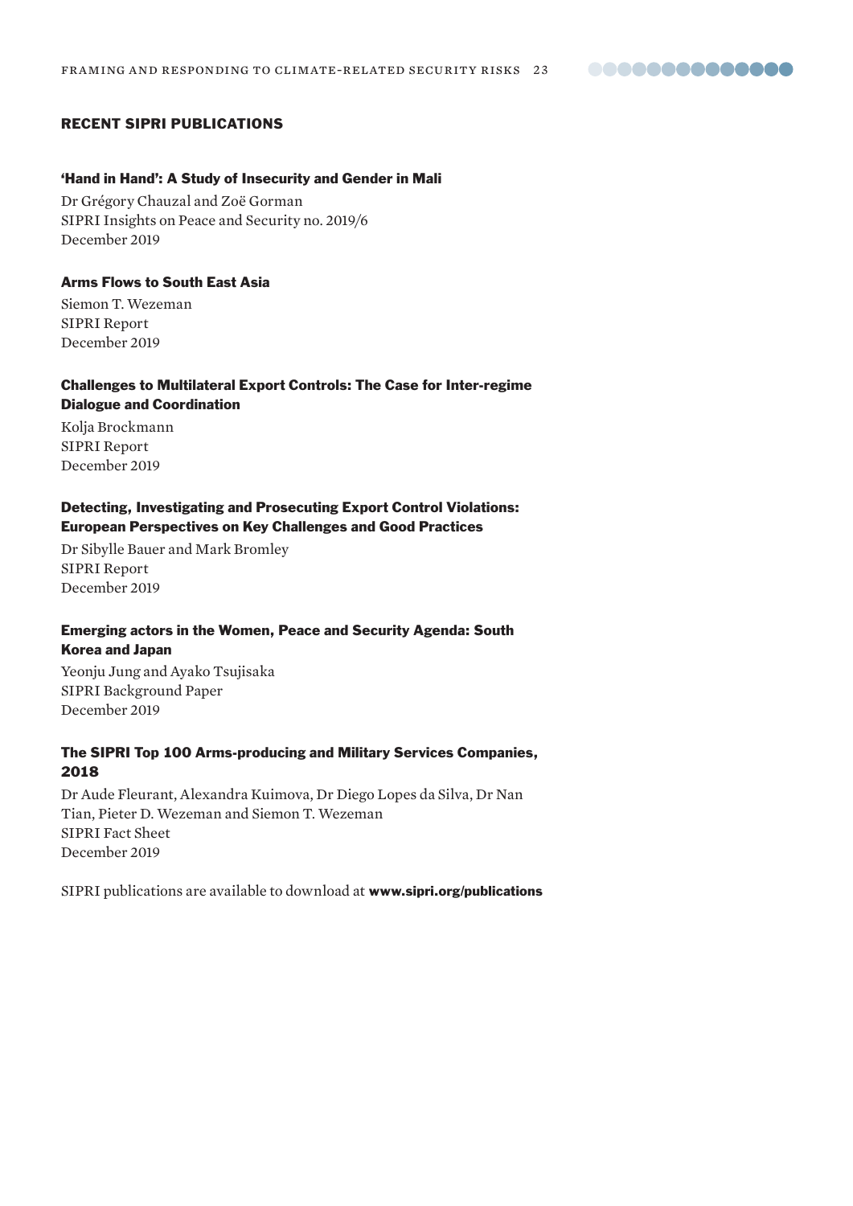## RECENT SIPRI PUBLICATIONS

### 'Hand in Hand': A Study of Insecurity and Gender in Mali

Dr Grégory Chauzal and Zoë Gorman
SIPRI Insights on Peace and Security no. 2019/6
December 2019

### Arms Flows to South East Asia

Siemon T. Wezeman
SIPRI Report
December 2019

### Challenges to Multilateral Export Controls: The Case for Inter-regime Dialogue and Coordination

Kolja Brockmann
SIPRI Report
December 2019

### Detecting, Investigating and Prosecuting Export Control Violations: European Perspectives on Key Challenges and Good Practices

Dr Sibylle Bauer and Mark Bromley
SIPRI Report
December 2019

### Emerging actors in the Women, Peace and Security Agenda: South Korea and Japan

Yeonju Jung and Ayako Tsujisaka
SIPRI Background Paper
December 2019

### The SIPRI Top 100 Arms-producing and Military Services Companies, 2018

Dr Aude Fleurant, Alexandra Kuimova, Dr Diego Lopes da Silva, Dr Nan Tian, Pieter D. Wezeman and Siemon T. Wezeman
SIPRI Fact Sheet
December 2019

SIPRI publications are available to download at **www.sipri.org/publications**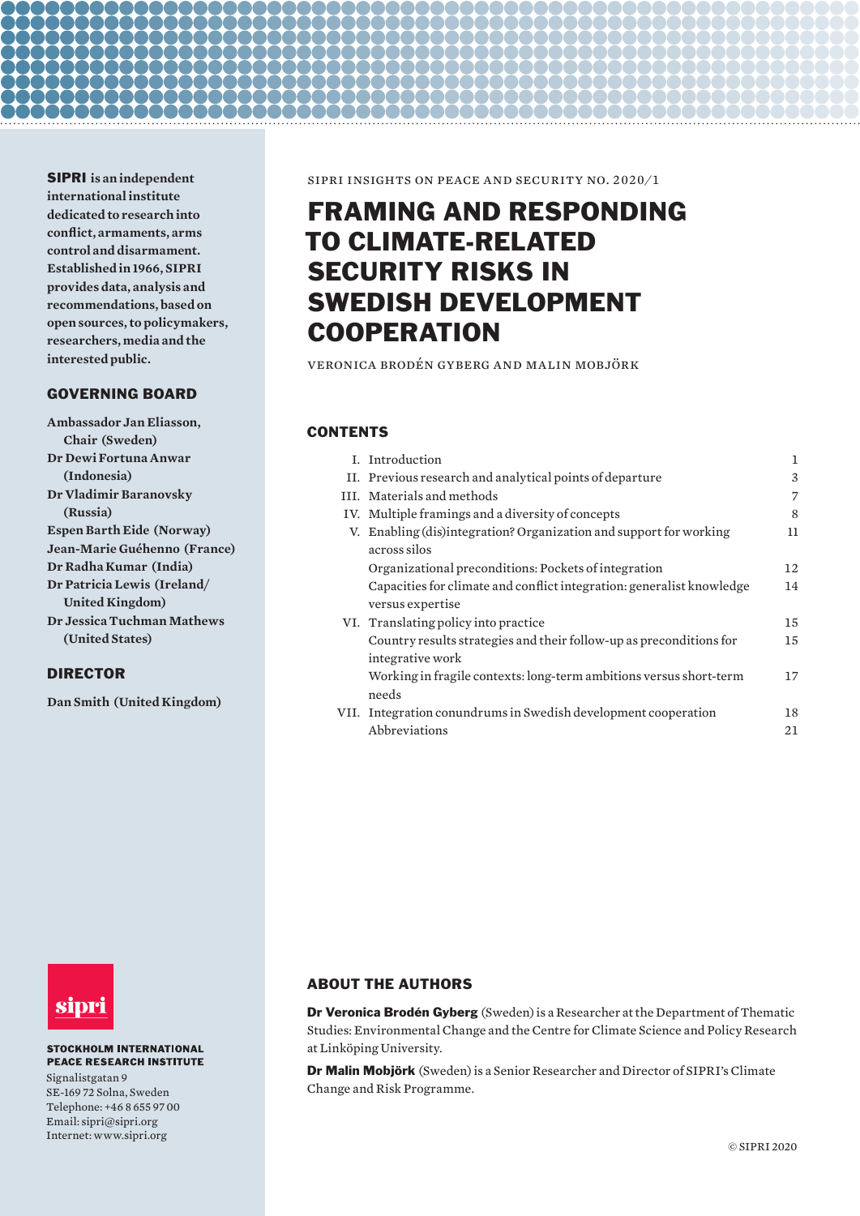**SIPRI** is an independent international institute dedicated to research into conflict, armaments, arms control and disarmament. Established in 1966, SIPRI provides data, analysis and recommendations, based on open sources, to policymakers, researchers, media and the interested public.

## GOVERNING BOARD

Ambassador Jan Eliasson, Chair (Sweden)
Dr Dewi Fortuna Anwar (Indonesia)
Dr Vladimir Baranovsky (Russia)
Espen Barth Eide (Norway)
Jean-Marie Guéhenno (France)
Dr Radha Kumar (India)
Dr Patricia Lewis (Ireland/ United Kingdom)
Dr Jessica Tuchman Mathews (United States)

## DIRECTOR

Dan Smith (United Kingdom)

SIPRI INSIGHTS ON PEACE AND SECURITY NO. 2020/1

# FRAMING AND RESPONDING TO CLIMATE-RELATED SECURITY RISKS IN SWEDISH DEVELOPMENT COOPERATION

VERONICA BRODÉN GYBERG AND MALIN MOBJÖRK

## CONTENTS

| | | |
|---|---|---|
| I. | Introduction | 1 |
| II. | Previous research and analytical points of departure | 3 |
| III. | Materials and methods | 7 |
| IV. | Multiple framings and a diversity of concepts | 8 |
| V. | Enabling (dis)integration? Organization and support for working across silos | 11 |
| | Organizational preconditions: Pockets of integration | 12 |
| | Capacities for climate and conflict integration: generalist knowledge versus expertise | 14 |
| VI. | Translating policy into practice | 15 |
| | Country results strategies and their follow-up as preconditions for integrative work | 15 |
| | Working in fragile contexts: long-term ambitions versus short-term needs | 17 |
| VII. | Integration conundrums in Swedish development cooperation | 18 |
| | Abbreviations | 21 |

## ABOUT THE AUTHORS

**Dr Veronica Brodén Gyberg** (Sweden) is a Researcher at the Department of Thematic Studies: Environmental Change and the Centre for Climate Science and Policy Research at Linköping University.

**Dr Malin Mobjörk** (Sweden) is a Senior Researcher and Director of SIPRI's Climate Change and Risk Programme.

STOCKHOLM INTERNATIONAL PEACE RESEARCH INSTITUTE
Signalistgatan 9
SE-169 72 Solna, Sweden
Telephone: +46 8 655 97 00
Email: sipri@sipri.org
Internet: www.sipri.org

© SIPRI 2020